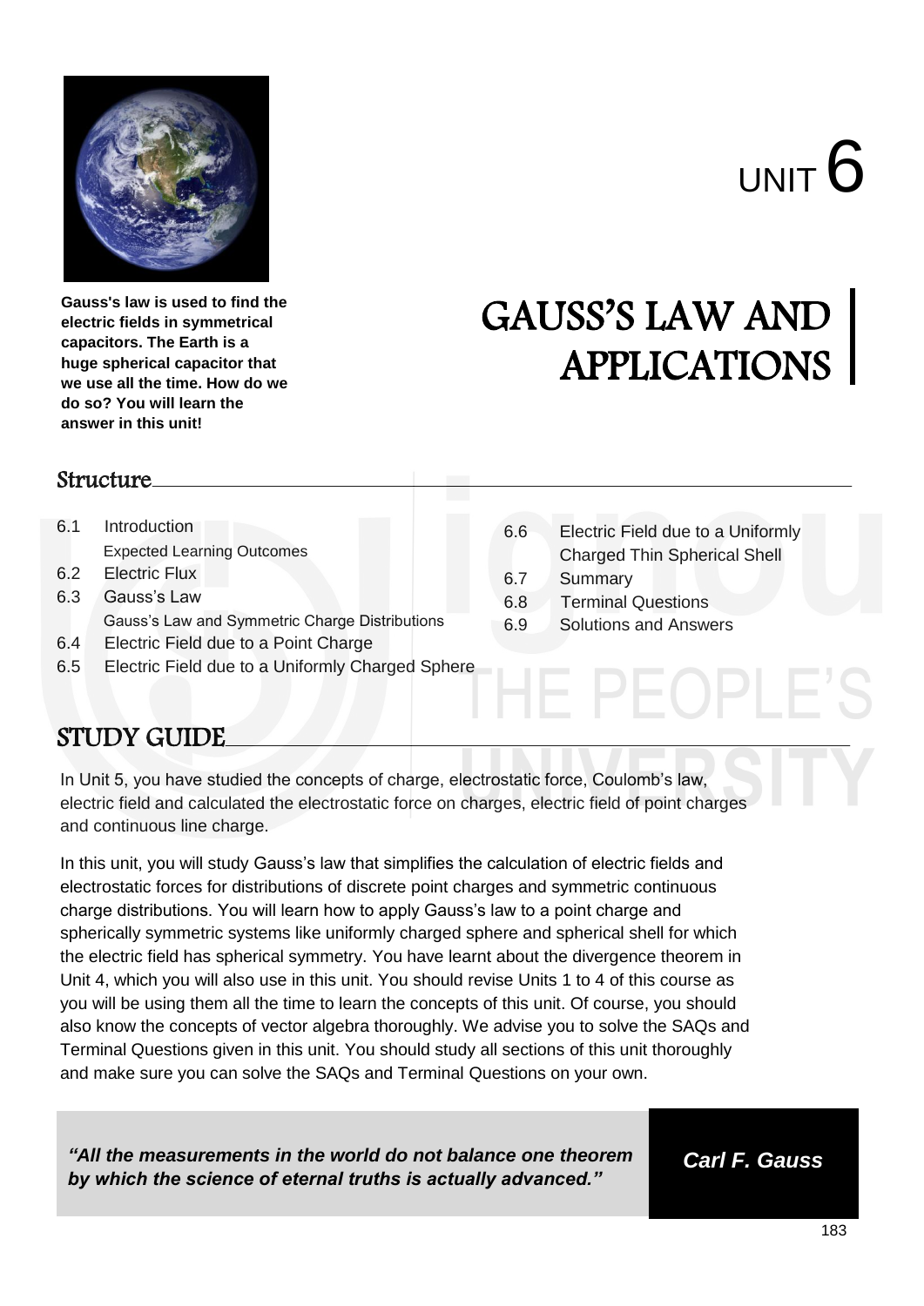Gauss's law is used to find the electric fields in symmetrical capacitors. The Earth is a huge spherical capacitor that we use all the time. How do we do so? You will learn the answer in this unit!

UNIT 6

# GAUSS'S LAW AND APPLICATIONS

## Structure

6.1 Introduction
    Expected Learning Outcomes
6.2 Electric Flux
6.3 Gauss's Law
    Gauss's Law and Symmetric Charge Distributions
6.4 Electric Field due to a Point Charge
6.5 Electric Field due to a Uniformly Charged Sphere
6.6 Electric Field due to a Uniformly Charged Thin Spherical Shell
6.7 Summary
6.8 Terminal Questions
6.9 Solutions and Answers

## STUDY GUIDE

In Unit 5, you have studied the concepts of charge, electrostatic force, Coulomb's law, electric field and calculated the electrostatic force on charges, electric field of point charges and continuous line charge.

In this unit, you will study Gauss's law that simplifies the calculation of electric fields and electrostatic forces for distributions of discrete point charges and symmetric continuous charge distributions. You will learn how to apply Gauss's law to a point charge and spherically symmetric systems like uniformly charged sphere and spherical shell for which the electric field has spherical symmetry. You have learnt about the divergence theorem in Unit 4, which you will also use in this unit. You should revise Units 1 to 4 of this course as you will be using them all the time to learn the concepts of this unit. Of course, you should also know the concepts of vector algebra thoroughly. We advise you to solve the SAQs and Terminal Questions given in this unit. You should study all sections of this unit thoroughly and make sure you can solve the SAQs and Terminal Questions on your own.

***"All the measurements in the world do not balance one theorem by which the science of eternal truths is actually advanced."***

***Carl F. Gauss***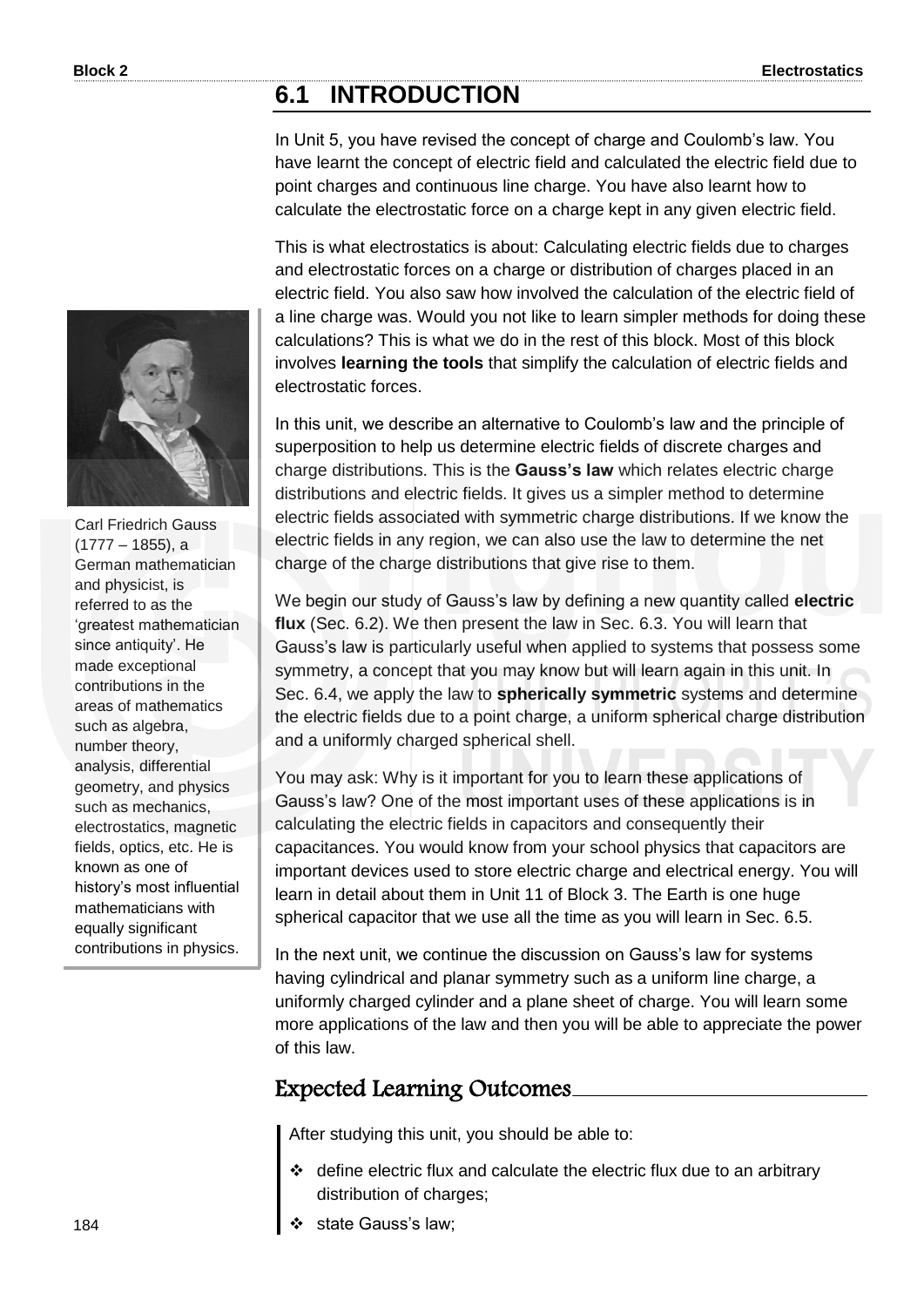## 6.1 INTRODUCTION

In Unit 5, you have revised the concept of charge and Coulomb's law. You have learnt the concept of electric field and calculated the electric field due to point charges and continuous line charge. You have also learnt how to calculate the electrostatic force on a charge kept in any given electric field.

This is what electrostatics is about: Calculating electric fields due to charges and electrostatic forces on a charge or distribution of charges placed in an electric field. You also saw how involved the calculation of the electric field of a line charge was. Would you not like to learn simpler methods for doing these calculations? This is what we do in the rest of this block. Most of this block involves **learning the tools** that simplify the calculation of electric fields and electrostatic forces.

Carl Friedrich Gauss (1777 – 1855), a German mathematician and physicist, is referred to as the 'greatest mathematician since antiquity'. He made exceptional contributions in the areas of mathematics such as algebra, number theory, analysis, differential geometry, and physics such as mechanics, electrostatics, magnetic fields, optics, etc. He is known as one of history's most influential mathematicians with equally significant contributions in physics.

In this unit, we describe an alternative to Coulomb's law and the principle of superposition to help us determine electric fields of discrete charges and charge distributions. This is the **Gauss's law** which relates electric charge distributions and electric fields. It gives us a simpler method to determine electric fields associated with symmetric charge distributions. If we know the electric fields in any region, we can also use the law to determine the net charge of the charge distributions that give rise to them.

We begin our study of Gauss's law by defining a new quantity called **electric flux** (Sec. 6.2). We then present the law in Sec. 6.3. You will learn that Gauss's law is particularly useful when applied to systems that possess some symmetry, a concept that you may know but will learn again in this unit. In Sec. 6.4, we apply the law to **spherically symmetric** systems and determine the electric fields due to a point charge, a uniform spherical charge distribution and a uniformly charged spherical shell.

You may ask: Why is it important for you to learn these applications of Gauss's law? One of the most important uses of these applications is in calculating the electric fields in capacitors and consequently their capacitances. You would know from your school physics that capacitors are important devices used to store electric charge and electrical energy. You will learn in detail about them in Unit 11 of Block 3. The Earth is one huge spherical capacitor that we use all the time as you will learn in Sec. 6.5.

In the next unit, we continue the discussion on Gauss's law for systems having cylindrical and planar symmetry such as a uniform line charge, a uniformly charged cylinder and a plane sheet of charge. You will learn some more applications of the law and then you will be able to appreciate the power of this law.

### Expected Learning Outcomes

After studying this unit, you should be able to:

- ❖ define electric flux and calculate the electric flux due to an arbitrary distribution of charges;
- ❖ state Gauss's law;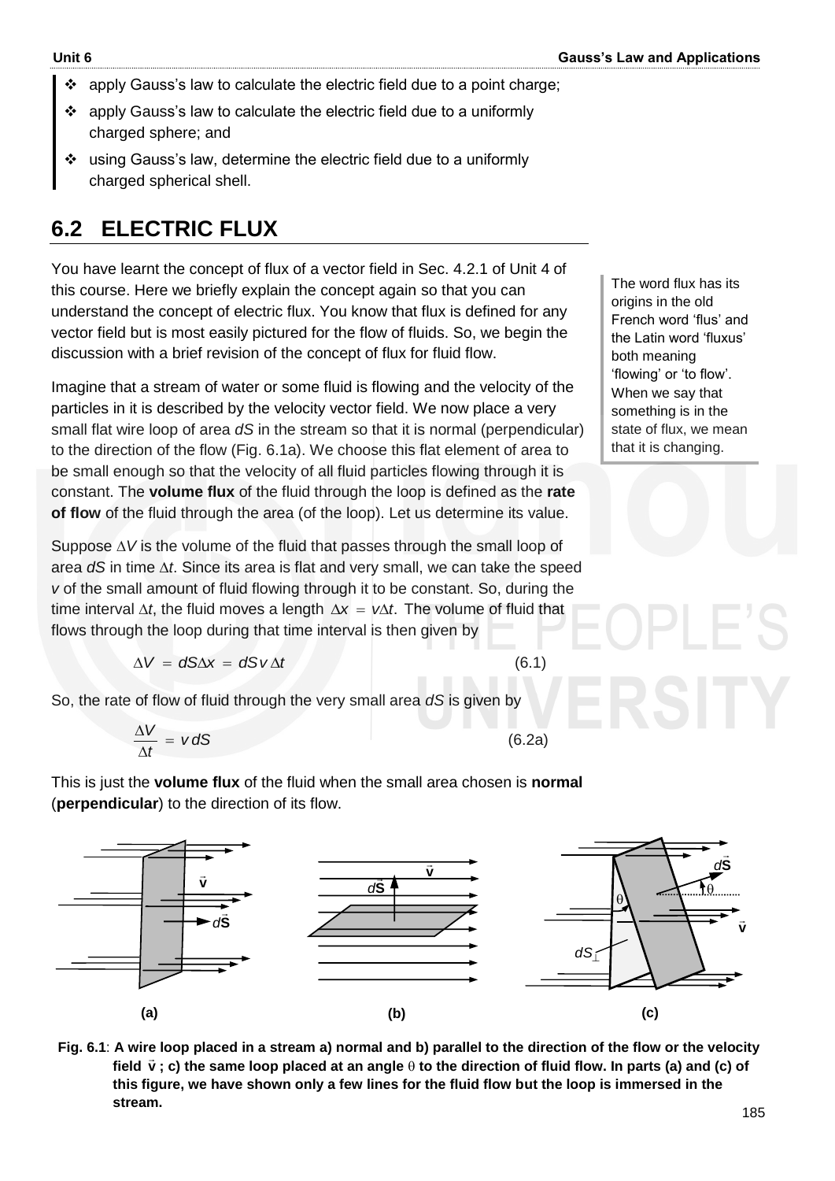- ❖ apply Gauss's law to calculate the electric field due to a point charge;
- ❖ apply Gauss's law to calculate the electric field due to a uniformly charged sphere; and
- ❖ using Gauss's law, determine the electric field due to a uniformly charged spherical shell.

## 6.2 ELECTRIC FLUX

You have learnt the concept of flux of a vector field in Sec. 4.2.1 of Unit 4 of this course. Here we briefly explain the concept again so that you can understand the concept of electric flux. You know that flux is defined for any vector field but is most easily pictured for the flow of fluids. So, we begin the discussion with a brief revision of the concept of flux for fluid flow.

The word flux has its origins in the old French word 'flus' and the Latin word 'fluxus' both meaning 'flowing' or 'to flow'. When we say that something is in the state of flux, we mean that it is changing.

Imagine that a stream of water or some fluid is flowing and the velocity of the particles in it is described by the velocity vector field. We now place a very small flat wire loop of area $dS$ in the stream so that it is normal (perpendicular) to the direction of the flow (Fig. 6.1a). We choose this flat element of area to be small enough so that the velocity of all fluid particles flowing through it is constant. The **volume flux** of the fluid through the loop is defined as the **rate of flow** of the fluid through the area (of the loop). Let us determine its value.

Suppose $\Delta V$ is the volume of the fluid that passes through the small loop of area $dS$ in time $\Delta t$. Since its area is flat and very small, we can take the speed $v$ of the small amount of fluid flowing through it to be constant. So, during the time interval $\Delta t$, the fluid moves a length $\Delta x = v\Delta t$. The volume of fluid that flows through the loop during that time interval is then given by

$$\Delta V = dS\Delta x = dS\, v\, \Delta t \tag{6.1}$$

So, the rate of flow of fluid through the very small area $dS$ is given by

$$\frac{\Delta V}{\Delta t} = v\, dS \tag{6.2a}$$

This is just the **volume flux** of the fluid when the small area chosen is **normal** (**perpendicular**) to the direction of its flow.

**Fig. 6.1**: **A wire loop placed in a stream a) normal and b) parallel to the direction of the flow or the velocity field $\vec{v}$; c) the same loop placed at an angle $\theta$ to the direction of fluid flow. In parts (a) and (c) of this figure, we have shown only a few lines for the fluid flow but the loop is immersed in the stream.**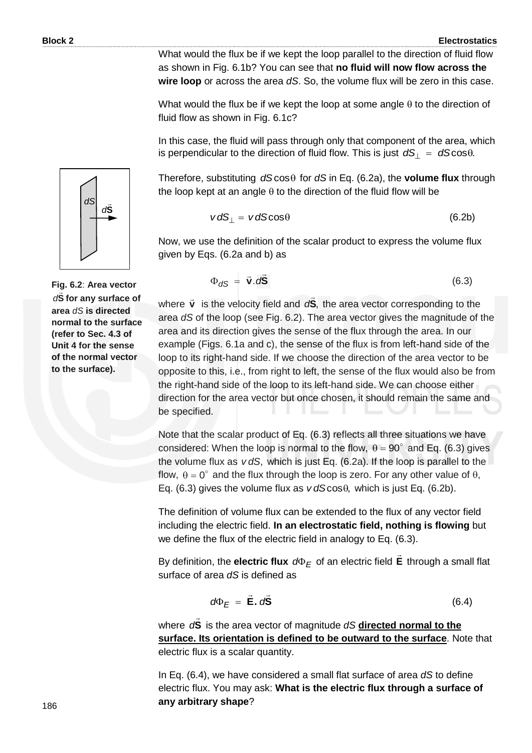What would the flux be if we kept the loop parallel to the direction of fluid flow as shown in Fig. 6.1b? You can see that **no fluid will now flow across the wire loop** or across the area *dS*. So, the volume flux will be zero in this case.

What would the flux be if we kept the loop at some angle $\theta$ to the direction of fluid flow as shown in Fig. 6.1c?

In this case, the fluid will pass through only that component of the area, which is perpendicular to the direction of fluid flow. This is just $dS_{\perp} = dS\cos\theta$.

Therefore, substituting $dS\cos\theta$ for *dS* in Eq. (6.2a), the **volume flux** through the loop kept at an angle $\theta$ to the direction of the fluid flow will be

$$v\,dS_{\perp} = v\,dS\cos\theta \tag{6.2b}$$

Now, we use the definition of the scalar product to express the volume flux given by Eqs. (6.2a and b) as

$$\Phi_{dS} = \vec{\mathbf{v}}.d\vec{\mathbf{S}} \tag{6.3}$$

**Fig. 6.2**: **Area vector $d\vec{\mathbf{S}}$ for any surface of area *dS* is directed normal to the surface (refer to Sec. 4.3 of Unit 4 for the sense of the normal vector to the surface).**

where $\vec{\mathbf{v}}$ is the velocity field and $d\vec{\mathbf{S}}$, the area vector corresponding to the area *dS* of the loop (see Fig. 6.2). The area vector gives the magnitude of the area and its direction gives the sense of the flux through the area. In our example (Figs. 6.1a and c), the sense of the flux is from left-hand side of the loop to its right-hand side. If we choose the direction of the area vector to be opposite to this, i.e., from right to left, the sense of the flux would also be from the right-hand side of the loop to its left-hand side. We can choose either direction for the area vector but once chosen, it should remain the same and be specified.

Note that the scalar product of Eq. (6.3) reflects all three situations we have considered: When the loop is normal to the flow, $\theta = 90^\circ$ and Eq. (6.3) gives the volume flux as $v\,dS$, which is just Eq. (6.2a). If the loop is parallel to the flow, $\theta = 0^\circ$ and the flux through the loop is zero. For any other value of $\theta$, Eq. (6.3) gives the volume flux as $v\,dS\cos\theta$, which is just Eq. (6.2b).

The definition of volume flux can be extended to the flux of any vector field including the electric field. **In an electrostatic field, nothing is flowing** but we define the flux of the electric field in analogy to Eq. (6.3).

By definition, the **electric flux** $d\Phi_E$ of an electric field $\vec{\mathbf{E}}$ through a small flat surface of area *dS* is defined as

$$d\Phi_E = \vec{\mathbf{E}}.\,d\vec{\mathbf{S}} \tag{6.4}$$

where $d\vec{\mathbf{S}}$ is the area vector of magnitude *dS* **directed normal to the surface. Its orientation is defined to be outward to the surface**. Note that electric flux is a scalar quantity.

In Eq. (6.4), we have considered a small flat surface of area *dS* to define electric flux. You may ask: **What is the electric flux through a surface of any arbitrary shape**?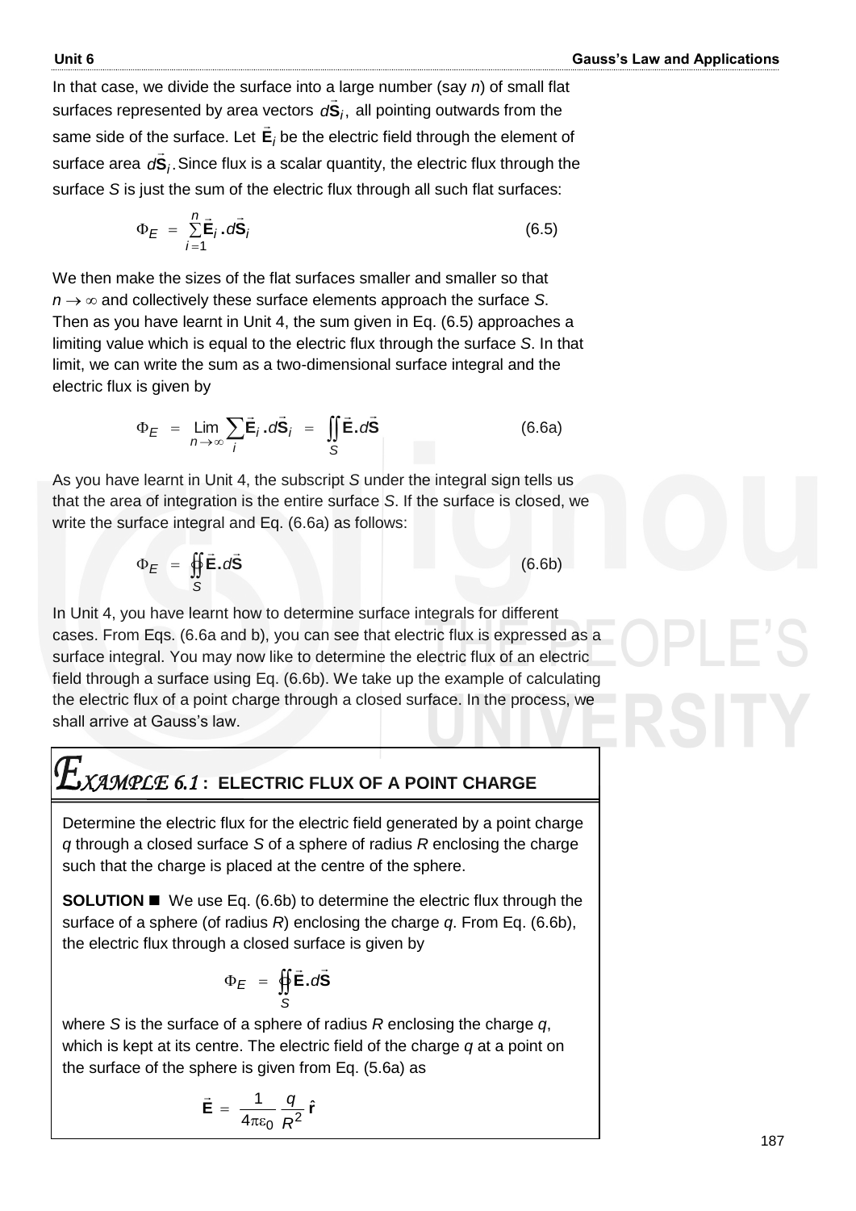In that case, we divide the surface into a large number (say $n$) of small flat surfaces represented by area vectors $d\vec{\mathbf{S}}_i$, all pointing outwards from the same side of the surface. Let $\vec{\mathbf{E}}_i$ be the electric field through the element of surface area $d\vec{\mathbf{S}}_i$. Since flux is a scalar quantity, the electric flux through the surface $S$ is just the sum of the electric flux through all such flat surfaces:

$$\Phi_E = \sum_{i=1}^{n} \vec{\mathbf{E}}_i \cdot d\vec{\mathbf{S}}_i \tag{6.5}$$

We then make the sizes of the flat surfaces smaller and smaller so that $n \to \infty$ and collectively these surface elements approach the surface $S$. Then as you have learnt in Unit 4, the sum given in Eq. (6.5) approaches a limiting value which is equal to the electric flux through the surface $S$. In that limit, we can write the sum as a two-dimensional surface integral and the electric flux is given by

$$\Phi_E = \lim_{n \to \infty} \sum_i \vec{\mathbf{E}}_i \cdot d\vec{\mathbf{S}}_i = \iint_S \vec{\mathbf{E}} \cdot d\vec{\mathbf{S}} \tag{6.6a}$$

As you have learnt in Unit 4, the subscript $S$ under the integral sign tells us that the area of integration is the entire surface $S$. If the surface is closed, we write the surface integral and Eq. (6.6a) as follows:

$$\Phi_E = \oiint_S \vec{\mathbf{E}} \cdot d\vec{\mathbf{S}} \tag{6.6b}$$

In Unit 4, you have learnt how to determine surface integrals for different cases. From Eqs. (6.6a and b), you can see that electric flux is expressed as a surface integral. You may now like to determine the electric flux of an electric field through a surface using Eq. (6.6b). We take up the example of calculating the electric flux of a point charge through a closed surface. In the process, we shall arrive at Gauss's law.

## *EXAMPLE 6.1* : ELECTRIC FLUX OF A POINT CHARGE

Determine the electric flux for the electric field generated by a point charge $q$ through a closed surface $S$ of a sphere of radius $R$ enclosing the charge such that the charge is placed at the centre of the sphere.

**SOLUTION ■** We use Eq. (6.6b) to determine the electric flux through the surface of a sphere (of radius $R$) enclosing the charge $q$. From Eq. (6.6b), the electric flux through a closed surface is given by

$$\Phi_E = \oiint_S \vec{\mathbf{E}} \cdot d\vec{\mathbf{S}}$$

where $S$ is the surface of a sphere of radius $R$ enclosing the charge $q$, which is kept at its centre. The electric field of the charge $q$ at a point on the surface of the sphere is given from Eq. (5.6a) as

$$\vec{\mathbf{E}} = \frac{1}{4\pi\varepsilon_0} \frac{q}{R^2} \hat{\mathbf{r}}$$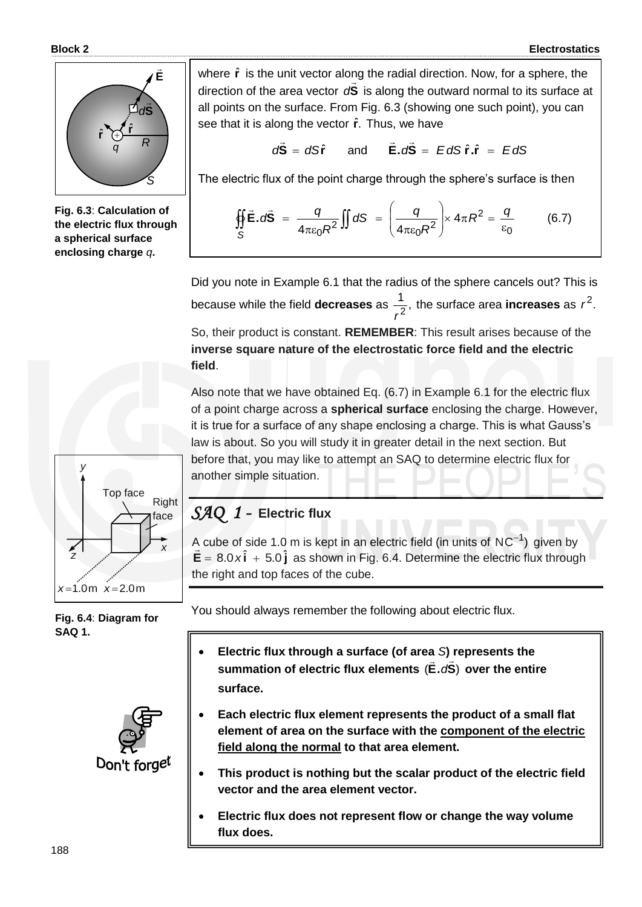Fig. 6.3: **Calculation of the electric flux through a spherical surface enclosing charge $q$.**

where $\hat{\mathbf{r}}$ is the unit vector along the radial direction. Now, for a sphere, the direction of the area vector $d\vec{\mathbf{S}}$ is along the outward normal to its surface at all points on the surface. From Fig. 6.3 (showing one such point), you can see that it is along the vector $\hat{\mathbf{r}}$. Thus, we have

$$d\vec{\mathbf{S}} = dS\,\hat{\mathbf{r}} \quad \text{and} \quad \vec{\mathbf{E}}.d\vec{\mathbf{S}} = E\,dS\,\hat{\mathbf{r}}.\hat{\mathbf{r}} = E\,dS$$

The electric flux of the point charge through the sphere's surface is then

$$\oint\!\!\oint_S \vec{\mathbf{E}}.d\vec{\mathbf{S}} = \frac{q}{4\pi\varepsilon_0 R^2}\iint dS = \left(\frac{q}{4\pi\varepsilon_0 R^2}\right)\times 4\pi R^2 = \frac{q}{\varepsilon_0} \qquad (6.7)$$

Did you note in Example 6.1 that the radius of the sphere cancels out? This is because while the field **decreases** as $\frac{1}{r^2}$, the surface area **increases** as $r^2$. So, their product is constant. **REMEMBER**: This result arises because of the **inverse square nature of the electrostatic force field and the electric field**.

Also note that we have obtained Eq. (6.7) in Example 6.1 for the electric flux of a point charge across a **spherical surface** enclosing the charge. However, it is true for a surface of any shape enclosing a charge. This is what Gauss's law is about. So you will study it in greater detail in the next section. But before that, you may like to attempt an SAQ to determine electric flux for another simple situation.

## *SAQ 1* – Electric flux

A cube of side 1.0 m is kept in an electric field (in units of $\text{NC}^{-1}$) given by $\vec{\mathbf{E}} = 8.0x\,\hat{\mathbf{i}} + 5.0\,\hat{\mathbf{j}}$ as shown in Fig. 6.4. Determine the electric flux through the right and top faces of the cube.

Fig. 6.4: **Diagram for SAQ 1.**

You should always remember the following about electric flux.

- **Electric flux through a surface (of area $S$) represents the summation of electric flux elements $(\vec{\mathbf{E}}.d\vec{\mathbf{S}})$ over the entire surface.**
- **Each electric flux element represents the product of a small flat element of area on the surface with the component of the electric field along the normal to that area element.**
- **This product is nothing but the scalar product of the electric field vector and the area element vector.**
- **Electric flux does not represent flow or change the way volume flux does.**

Don't forget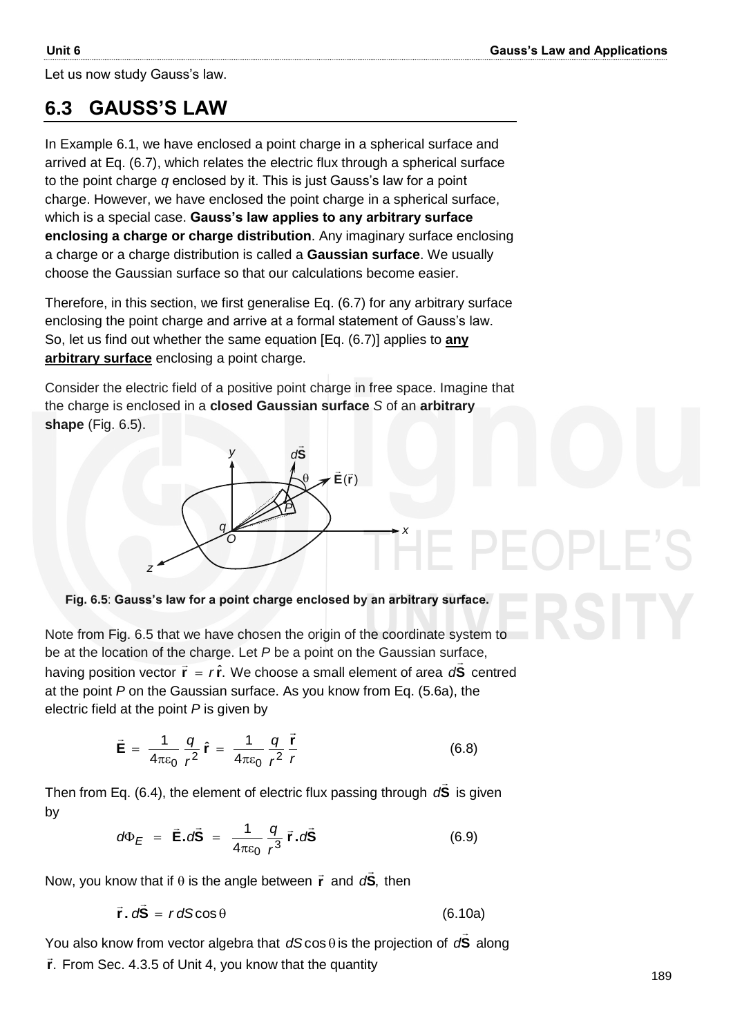Let us now study Gauss's law.

## 6.3 GAUSS'S LAW

In Example 6.1, we have enclosed a point charge in a spherical surface and arrived at Eq. (6.7), which relates the electric flux through a spherical surface to the point charge $q$ enclosed by it. This is just Gauss's law for a point charge. However, we have enclosed the point charge in a spherical surface, which is a special case. **Gauss's law applies to any arbitrary surface enclosing a charge or charge distribution**. Any imaginary surface enclosing a charge or a charge distribution is called a **Gaussian surface**. We usually choose the Gaussian surface so that our calculations become easier.

Therefore, in this section, we first generalise Eq. (6.7) for any arbitrary surface enclosing the point charge and arrive at a formal statement of Gauss's law. So, let us find out whether the same equation [Eq. (6.7)] applies to **any arbitrary surface** enclosing a point charge.

Consider the electric field of a positive point charge in free space. Imagine that the charge is enclosed in a **closed Gaussian surface** $S$ of an **arbitrary shape** (Fig. 6.5).

**Fig. 6.5**: **Gauss's law for a point charge enclosed by an arbitrary surface.**

Note from Fig. 6.5 that we have chosen the origin of the coordinate system to be at the location of the charge. Let $P$ be a point on the Gaussian surface, having position vector $\vec{\mathbf{r}} = r\,\hat{\mathbf{r}}$. We choose a small element of area $d\vec{\mathbf{S}}$ centred at the point $P$ on the Gaussian surface. As you know from Eq. (5.6a), the electric field at the point $P$ is given by

$$\vec{\mathbf{E}} = \frac{1}{4\pi\varepsilon_0}\frac{q}{r^2}\,\hat{\mathbf{r}} = \frac{1}{4\pi\varepsilon_0}\frac{q}{r^2}\frac{\vec{\mathbf{r}}}{r} \qquad (6.8)$$

Then from Eq. (6.4), the element of electric flux passing through $d\vec{\mathbf{S}}$ is given by

$$d\Phi_E = \vec{\mathbf{E}}.d\vec{\mathbf{S}} = \frac{1}{4\pi\varepsilon_0}\frac{q}{r^3}\,\vec{\mathbf{r}}.d\vec{\mathbf{S}} \qquad (6.9)$$

Now, you know that if $\theta$ is the angle between $\vec{\mathbf{r}}$ and $d\vec{\mathbf{S}},$ then

$$\vec{\mathbf{r}}\,.\,d\vec{\mathbf{S}} = r\,dS\cos\theta \qquad (6.10a)$$

You also know from vector algebra that $dS\cos\theta$ is the projection of $d\vec{\mathbf{S}}$ along $\vec{\mathbf{r}}$. From Sec. 4.3.5 of Unit 4, you know that the quantity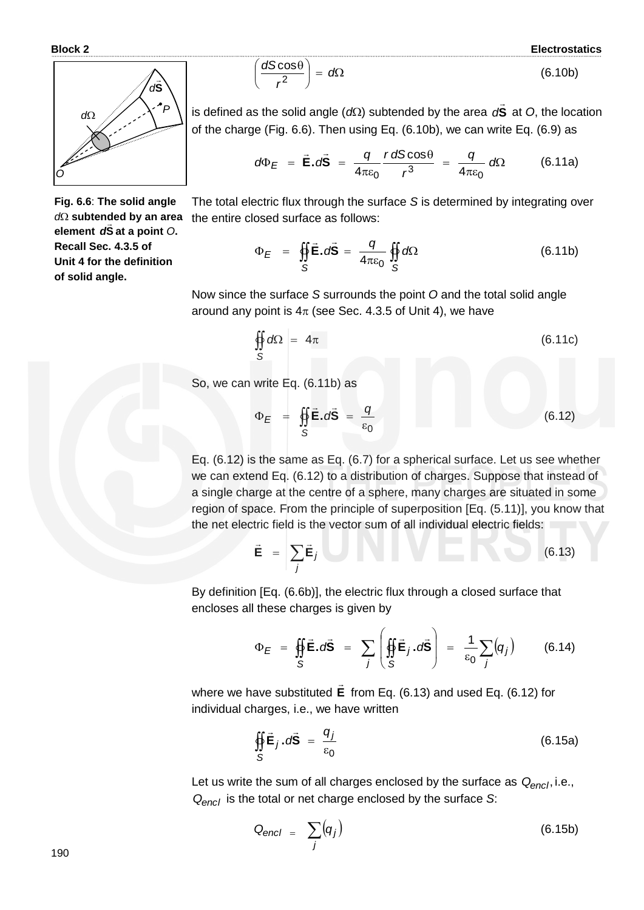$$\left(\frac{dS\cos\theta}{r^2}\right) = d\Omega \tag{6.10b}$$

is defined as the solid angle ($d\Omega$) subtended by the area $d\vec{\mathbf{S}}$ at $O$, the location of the charge (Fig. 6.6). Then using Eq. (6.10b), we can write Eq. (6.9) as

$$d\Phi_E = \vec{\mathbf{E}}.d\vec{\mathbf{S}} = \frac{q}{4\pi\varepsilon_0}\frac{r\,dS\cos\theta}{r^3} = \frac{q}{4\pi\varepsilon_0}\,d\Omega \tag{6.11a}$$

**Fig. 6.6**: **The solid angle $d\Omega$ subtended by an area element $d\vec{\mathbf{S}}$ at a point $O$. Recall Sec. 4.3.5 of Unit 4 for the definition of solid angle.**

The total electric flux through the surface $S$ is determined by integrating over the entire closed surface as follows:

$$\Phi_E = \oint\!\!\oint_S \vec{\mathbf{E}}.d\vec{\mathbf{S}} = \frac{q}{4\pi\varepsilon_0}\oint\!\!\oint_S d\Omega \tag{6.11b}$$

Now since the surface $S$ surrounds the point $O$ and the total solid angle around any point is $4\pi$ (see Sec. 4.3.5 of Unit 4), we have

$$\oint\!\!\oint_S d\Omega = 4\pi \tag{6.11c}$$

So, we can write Eq. (6.11b) as

$$\Phi_E = \oint\!\!\oint_S \vec{\mathbf{E}}.d\vec{\mathbf{S}} = \frac{q}{\varepsilon_0} \tag{6.12}$$

Eq. (6.12) is the same as Eq. (6.7) for a spherical surface. Let us see whether we can extend Eq. (6.12) to a distribution of charges. Suppose that instead of a single charge at the centre of a sphere, many charges are situated in some region of space. From the principle of superposition [Eq. (5.11)], you know that the net electric field is the vector sum of all individual electric fields:

$$\vec{\mathbf{E}} = \sum_j \vec{\mathbf{E}}_j \tag{6.13}$$

By definition [Eq. (6.6b)], the electric flux through a closed surface that encloses all these charges is given by

$$\Phi_E = \oint\!\!\oint_S \vec{\mathbf{E}}.d\vec{\mathbf{S}} = \sum_j\left(\oint\!\!\oint_S \vec{\mathbf{E}}_j\,.d\vec{\mathbf{S}}\right) = \frac{1}{\varepsilon_0}\sum_j\left(q_j\right) \tag{6.14}$$

where we have substituted $\vec{\mathbf{E}}$ from Eq. (6.13) and used Eq. (6.12) for individual charges, i.e., we have written

$$\oint\!\!\oint_S \vec{\mathbf{E}}_j\,.d\vec{\mathbf{S}} = \frac{q_j}{\varepsilon_0} \tag{6.15a}$$

Let us write the sum of all charges enclosed by the surface as $Q_{encl}$, i.e., $Q_{encl}$ is the total or net charge enclosed by the surface $S$:

$$Q_{encl} = \sum_j\left(q_j\right) \tag{6.15b}$$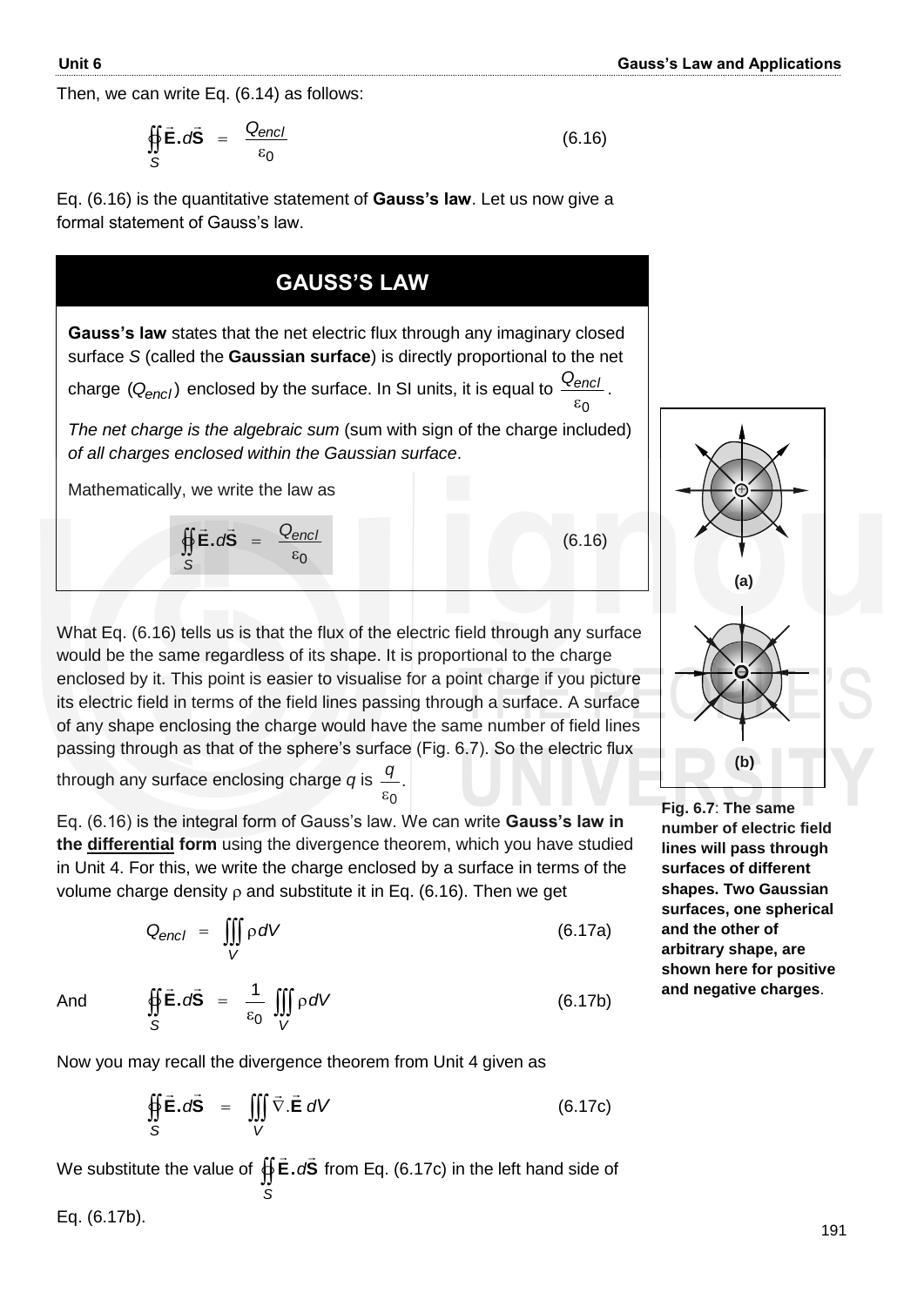Then, we can write Eq. (6.14) as follows:

$$\oint\!\!\!\oint_S \vec{\mathbf{E}}.d\vec{\mathbf{S}} = \frac{Q_{encl}}{\varepsilon_0} \qquad (6.16)$$

Eq. (6.16) is the quantitative statement of **Gauss's law**. Let us now give a formal statement of Gauss's law.

## GAUSS'S LAW

**Gauss's law** states that the net electric flux through any imaginary closed surface $S$ (called the **Gaussian surface**) is directly proportional to the net charge $(Q_{encl})$ enclosed by the surface. In SI units, it is equal to $\frac{Q_{encl}}{\varepsilon_0}$.

*The net charge is the algebraic sum* (sum with sign of the charge included) *of all charges enclosed within the Gaussian surface*.

Mathematically, we write the law as

$$\oint\!\!\!\oint_S \vec{\mathbf{E}}.d\vec{\mathbf{S}} = \frac{Q_{encl}}{\varepsilon_0} \qquad (6.16)$$

What Eq. (6.16) tells us is that the flux of the electric field through any surface would be the same regardless of its shape. It is proportional to the charge enclosed by it. This point is easier to visualise for a point charge if you picture its electric field in terms of the field lines passing through a surface. A surface of any shape enclosing the charge would have the same number of field lines passing through as that of the sphere's surface (Fig. 6.7). So the electric flux through any surface enclosing charge $q$ is $\frac{q}{\varepsilon_0}$.

**Fig. 6.7**: **The same number of electric field lines will pass through surfaces of different shapes. Two Gaussian surfaces, one spherical and the other of arbitrary shape, are shown here for positive and negative charges**.

Eq. (6.16) is the integral form of Gauss's law. We can write **Gauss's law in the differential form** using the divergence theorem, which you have studied in Unit 4. For this, we write the charge enclosed by a surface in terms of the volume charge density $\rho$ and substitute it in Eq. (6.16). Then we get

$$Q_{encl} = \iiint_V \rho \, dV \qquad (6.17a)$$

And

$$\oint\!\!\!\oint_S \vec{\mathbf{E}}.d\vec{\mathbf{S}} = \frac{1}{\varepsilon_0} \iiint_V \rho \, dV \qquad (6.17b)$$

Now you may recall the divergence theorem from Unit 4 given as

$$\oint\!\!\!\oint_S \vec{\mathbf{E}}.d\vec{\mathbf{S}} = \iiint_V \vec{\nabla}.\vec{\mathbf{E}} \, dV \qquad (6.17c)$$

We substitute the value of $\oint\!\!\oint_S \vec{\mathbf{E}}.d\vec{\mathbf{S}}$ from Eq. (6.17c) in the left hand side of Eq. (6.17b).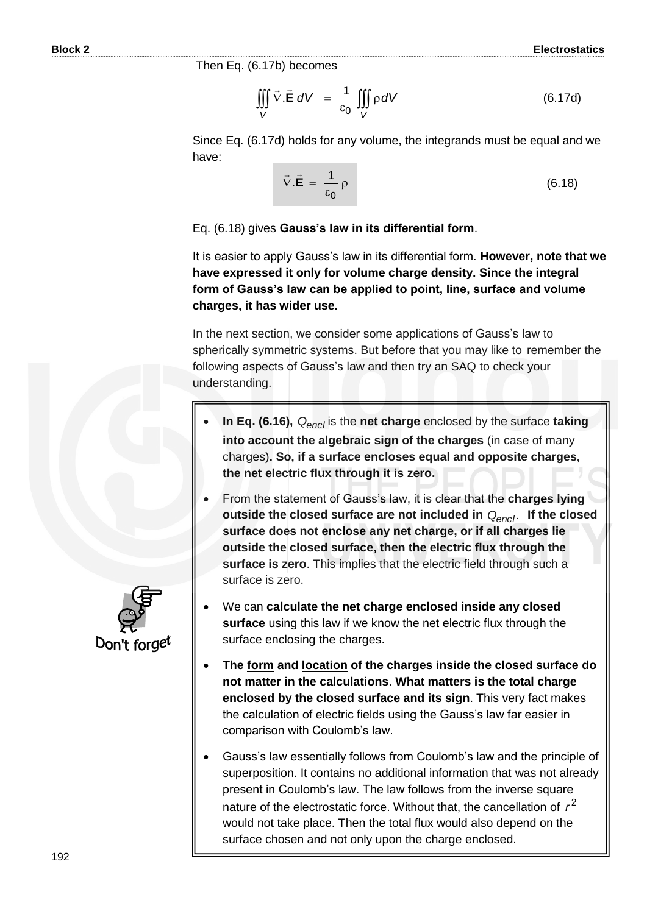Then Eq. (6.17b) becomes

$$\iiint_V \vec{\nabla}.\vec{\mathbf{E}}\, dV = \frac{1}{\varepsilon_0} \iiint_V \rho dV \tag{6.17d}$$

Since Eq. (6.17d) holds for any volume, the integrands must be equal and we have:

$$\vec{\nabla}.\vec{\mathbf{E}} = \frac{1}{\varepsilon_0} \rho \tag{6.18}$$

Eq. (6.18) gives **Gauss's law in its differential form**.

It is easier to apply Gauss's law in its differential form. **However, note that we have expressed it only for volume charge density. Since the integral form of Gauss's law can be applied to point, line, surface and volume charges, it has wider use.**

In the next section, we consider some applications of Gauss's law to spherically symmetric systems. But before that you may like to remember the following aspects of Gauss's law and then try an SAQ to check your understanding.

Don't forget

- **In Eq. (6.16),** $Q_{encl}$ is the **net charge** enclosed by the surface **taking into account the algebraic sign of the charges** (in case of many charges)**. So, if a surface encloses equal and opposite charges, the net electric flux through it is zero.**
- From the statement of Gauss's law, it is clear that the **charges lying outside the closed surface are not included in** $Q_{encl}$**. If the closed surface does not enclose any net charge, or if all charges lie outside the closed surface, then the electric flux through the surface is zero**. This implies that the electric field through such a surface is zero.
- We can **calculate the net charge enclosed inside any closed surface** using this law if we know the net electric flux through the surface enclosing the charges.
- **The form and location of the charges inside the closed surface do not matter in the calculations**. **What matters is the total charge enclosed by the closed surface and its sign**. This very fact makes the calculation of electric fields using the Gauss's law far easier in comparison with Coulomb's law.
- Gauss's law essentially follows from Coulomb's law and the principle of superposition. It contains no additional information that was not already present in Coulomb's law. The law follows from the inverse square nature of the electrostatic force. Without that, the cancellation of $r^2$ would not take place. Then the total flux would also depend on the surface chosen and not only upon the charge enclosed.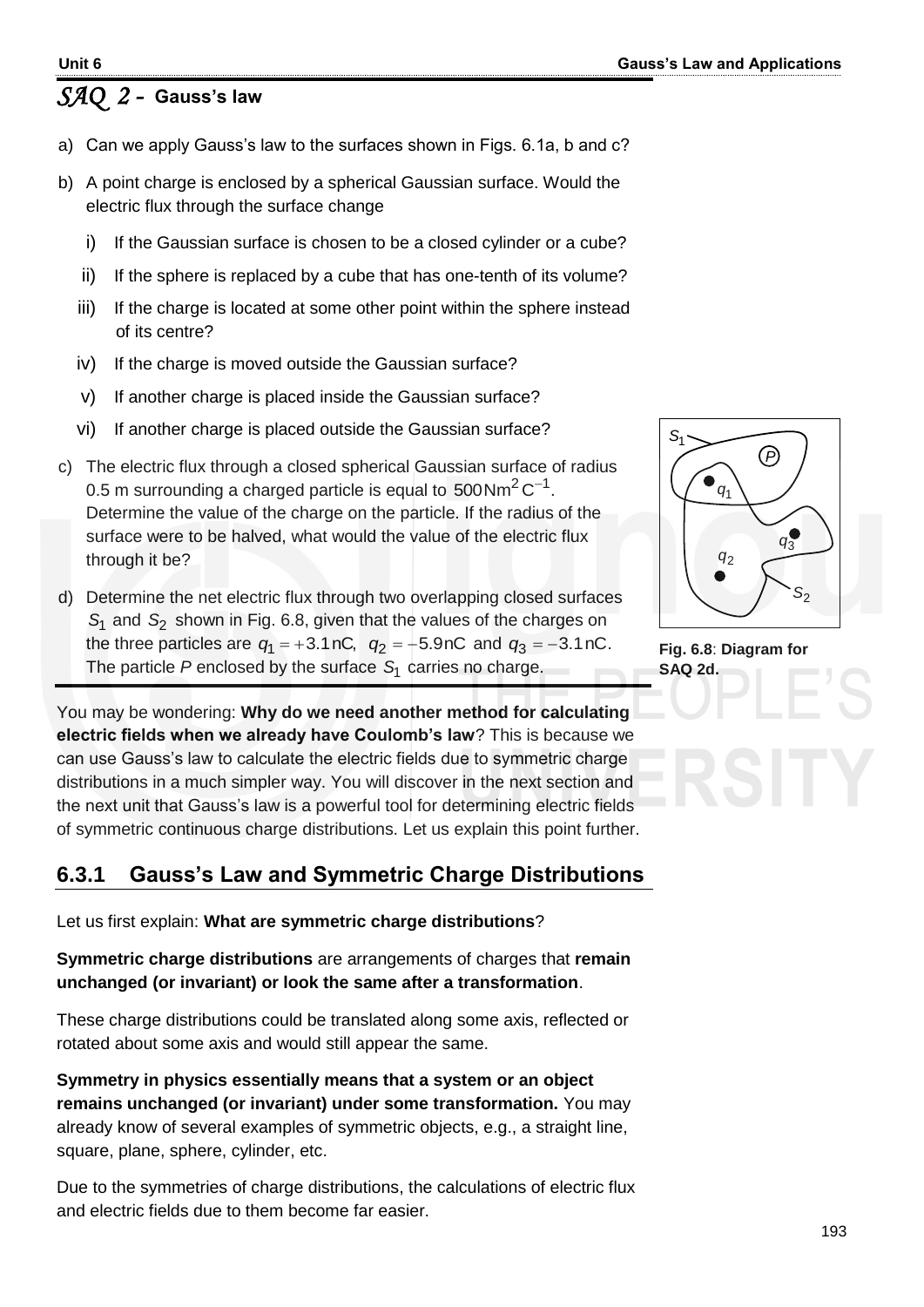## *SAQ 2* - Gauss's law

a) Can we apply Gauss's law to the surfaces shown in Figs. 6.1a, b and c?

b) A point charge is enclosed by a spherical Gaussian surface. Would the electric flux through the surface change

   i) If the Gaussian surface is chosen to be a closed cylinder or a cube?

   ii) If the sphere is replaced by a cube that has one-tenth of its volume?

   iii) If the charge is located at some other point within the sphere instead of its centre?

   iv) If the charge is moved outside the Gaussian surface?

   v) If another charge is placed inside the Gaussian surface?

   vi) If another charge is placed outside the Gaussian surface?

c) The electric flux through a closed spherical Gaussian surface of radius 0.5 m surrounding a charged particle is equal to $500\,\text{Nm}^2\,\text{C}^{-1}$. Determine the value of the charge on the particle. If the radius of the surface were to be halved, what would the value of the electric flux through it be?

d) Determine the net electric flux through two overlapping closed surfaces $S_1$ and $S_2$ shown in Fig. 6.8, given that the values of the charges on the three particles are $q_1 = +3.1\,\text{nC}$, $q_2 = -5.9\,\text{nC}$ and $q_3 = -3.1\,\text{nC}$. The particle *P* enclosed by the surface $S_1$ carries no charge.

**Fig. 6.8**: **Diagram for SAQ 2d.**

You may be wondering: **Why do we need another method for calculating electric fields when we already have Coulomb's law**? This is because we can use Gauss's law to calculate the electric fields due to symmetric charge distributions in a much simpler way. You will discover in the next section and the next unit that Gauss's law is a powerful tool for determining electric fields of symmetric continuous charge distributions. Let us explain this point further.

### 6.3.1 Gauss's Law and Symmetric Charge Distributions

Let us first explain: **What are symmetric charge distributions**?

**Symmetric charge distributions** are arrangements of charges that **remain unchanged (or invariant) or look the same after a transformation**.

These charge distributions could be translated along some axis, reflected or rotated about some axis and would still appear the same.

**Symmetry in physics essentially means that a system or an object remains unchanged (or invariant) under some transformation.** You may already know of several examples of symmetric objects, e.g., a straight line, square, plane, sphere, cylinder, etc.

Due to the symmetries of charge distributions, the calculations of electric flux and electric fields due to them become far easier.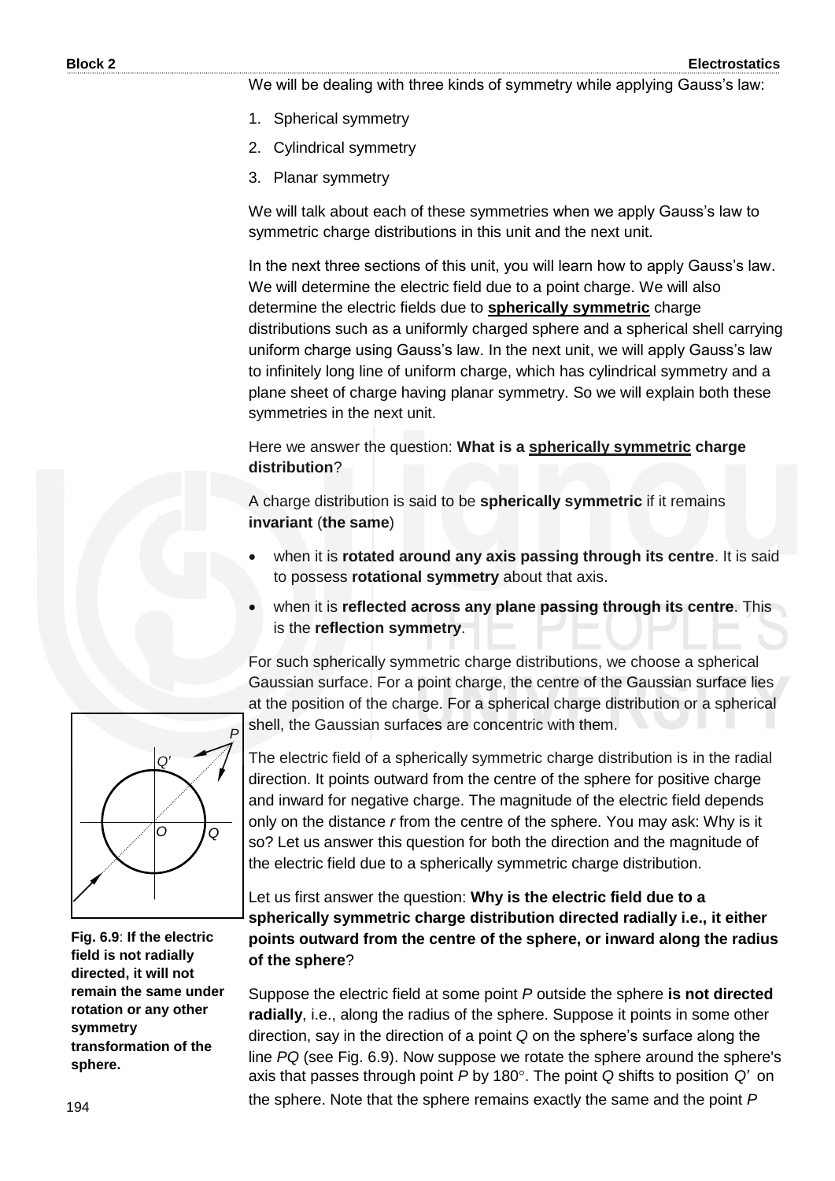We will be dealing with three kinds of symmetry while applying Gauss's law:

1. Spherical symmetry
2. Cylindrical symmetry
3. Planar symmetry

We will talk about each of these symmetries when we apply Gauss's law to symmetric charge distributions in this unit and the next unit.

In the next three sections of this unit, you will learn how to apply Gauss's law. We will determine the electric field due to a point charge. We will also determine the electric fields due to **spherically symmetric** charge distributions such as a uniformly charged sphere and a spherical shell carrying uniform charge using Gauss's law. In the next unit, we will apply Gauss's law to infinitely long line of uniform charge, which has cylindrical symmetry and a plane sheet of charge having planar symmetry. So we will explain both these symmetries in the next unit.

Here we answer the question: **What is a spherically symmetric charge distribution**?

A charge distribution is said to be **spherically symmetric** if it remains **invariant** (**the same**)

- when it is **rotated around any axis passing through its centre**. It is said to possess **rotational symmetry** about that axis.
- when it is **reflected across any plane passing through its centre**. This is the **reflection symmetry**.

For such spherically symmetric charge distributions, we choose a spherical Gaussian surface. For a point charge, the centre of the Gaussian surface lies at the position of the charge. For a spherical charge distribution or a spherical shell, the Gaussian surfaces are concentric with them.

**Fig. 6.9**: **If the electric field is not radially directed, it will not remain the same under rotation or any other symmetry transformation of the sphere.**

The electric field of a spherically symmetric charge distribution is in the radial direction. It points outward from the centre of the sphere for positive charge and inward for negative charge. The magnitude of the electric field depends only on the distance *r* from the centre of the sphere. You may ask: Why is it so? Let us answer this question for both the direction and the magnitude of the electric field due to a spherically symmetric charge distribution.

Let us first answer the question: **Why is the electric field due to a spherically symmetric charge distribution directed radially i.e., it either points outward from the centre of the sphere, or inward along the radius of the sphere**?

Suppose the electric field at some point *P* outside the sphere **is not directed radially**, i.e., along the radius of the sphere. Suppose it points in some other direction, say in the direction of a point *Q* on the sphere's surface along the line *PQ* (see Fig. 6.9). Now suppose we rotate the sphere around the sphere's axis that passes through point *P* by $180^\circ$. The point *Q* shifts to position $Q'$ on the sphere. Note that the sphere remains exactly the same and the point *P*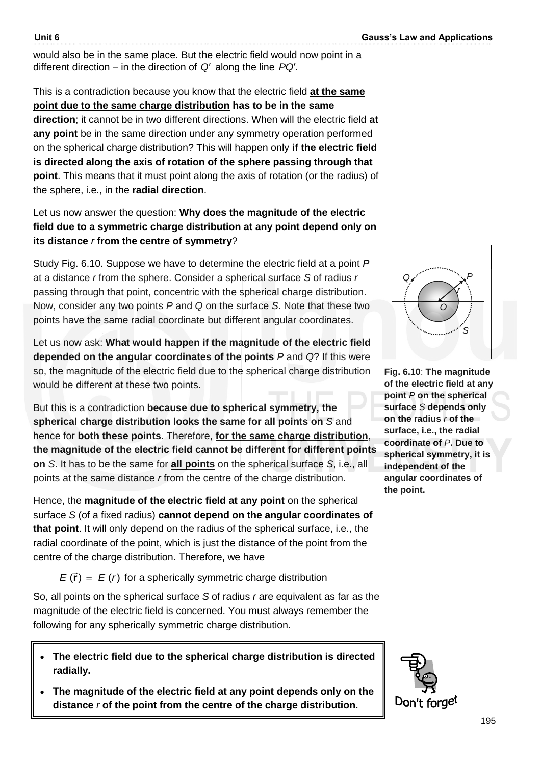would also be in the same place. But the electric field would now point in a different direction − in the direction of $Q'$ along the line $PQ'$.

This is a contradiction because you know that the electric field **at the same point due to the same charge distribution has to be in the same direction**; it cannot be in two different directions. When will the electric field **at any point** be in the same direction under any symmetry operation performed on the spherical charge distribution? This will happen only **if the electric field is directed along the axis of rotation of the sphere passing through that point**. This means that it must point along the axis of rotation (or the radius) of the sphere, i.e., in the **radial direction**.

Let us now answer the question: **Why does the magnitude of the electric field due to a symmetric charge distribution at any point depend only on its distance *r* from the centre of symmetry**?

Study Fig. 6.10. Suppose we have to determine the electric field at a point *P* at a distance *r* from the sphere. Consider a spherical surface *S* of radius *r* passing through that point, concentric with the spherical charge distribution. Now, consider any two points *P* and *Q* on the surface *S*. Note that these two points have the same radial coordinate but different angular coordinates.

**Fig. 6.10**: **The magnitude of the electric field at any point *P* on the spherical surface *S* depends only on the radius *r* of the surface, i.e., the radial coordinate of *P*. Due to spherical symmetry, it is independent of the angular coordinates of the point.**

Let us now ask: **What would happen if the magnitude of the electric field depended on the angular coordinates of the points** *P* and *Q*? If this were so, the magnitude of the electric field due to the spherical charge distribution would be different at these two points.

But this is a contradiction **because due to spherical symmetry, the spherical charge distribution looks the same for all points on** *S* and hence for **both these points.** Therefore, **for the same charge distribution**, **the magnitude of the electric field cannot be different for different points on** *S*. It has to be the same for **all points** on the spherical surface *S*, i.e., all points at the same distance *r* from the centre of the charge distribution.

Hence, the **magnitude of the electric field at any point** on the spherical surface *S* (of a fixed radius) **cannot depend on the angular coordinates of that point**. It will only depend on the radius of the spherical surface, i.e., the radial coordinate of the point, which is just the distance of the point from the centre of the charge distribution. Therefore, we have

$$E(\vec{\mathbf{r}}) = E(r) \text{ for a spherically symmetric charge distribution}$$

So, all points on the spherical surface *S* of radius *r* are equivalent as far as the magnitude of the electric field is concerned. You must always remember the following for any spherically symmetric charge distribution.

- **The electric field due to the spherical charge distribution is directed radially.**
- **The magnitude of the electric field at any point depends only on the distance *r* of the point from the centre of the charge distribution.**

Don't forget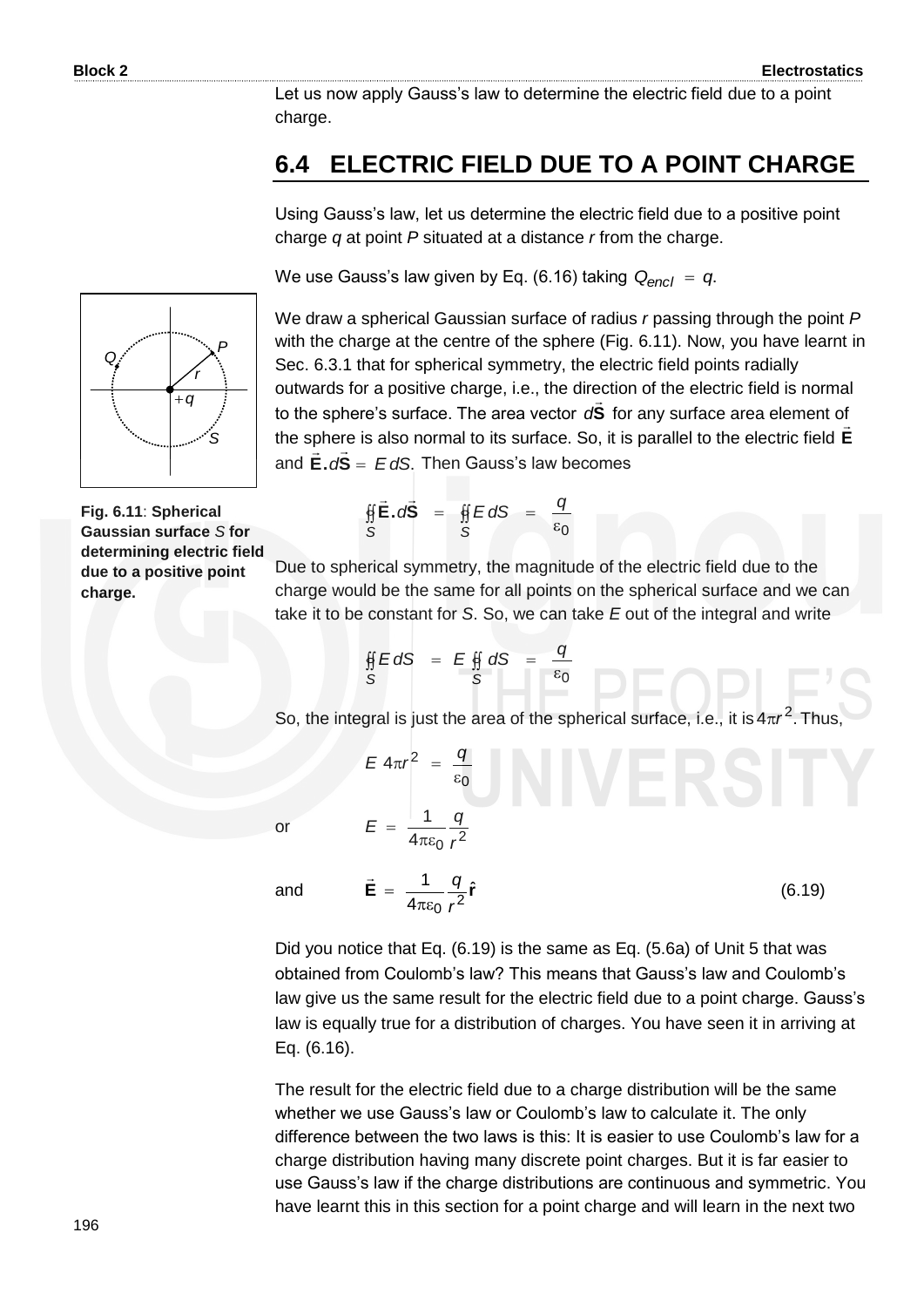Let us now apply Gauss's law to determine the electric field due to a point charge.

## 6.4 ELECTRIC FIELD DUE TO A POINT CHARGE

Using Gauss's law, let us determine the electric field due to a positive point charge $q$ at point $P$ situated at a distance $r$ from the charge.

We use Gauss's law given by Eq. (6.16) taking $Q_{encl} = q$.

We draw a spherical Gaussian surface of radius $r$ passing through the point $P$ with the charge at the centre of the sphere (Fig. 6.11). Now, you have learnt in Sec. 6.3.1 that for spherical symmetry, the electric field points radially outwards for a positive charge, i.e., the direction of the electric field is normal to the sphere's surface. The area vector $d\vec{\mathbf{S}}$ for any surface area element of the sphere is also normal to its surface. So, it is parallel to the electric field $\vec{\mathbf{E}}$ and $\vec{\mathbf{E}}.d\vec{\mathbf{S}} = E\,dS$. Then Gauss's law becomes

**Fig. 6.11**: **Spherical Gaussian surface** *S* **for determining electric field due to a positive point charge.**

$$\oint\!\!\oint_S \vec{\mathbf{E}}.d\vec{\mathbf{S}} = \oint\!\!\oint_S E\,dS = \frac{q}{\varepsilon_0}$$

Due to spherical symmetry, the magnitude of the electric field due to the charge would be the same for all points on the spherical surface and we can take it to be constant for $S$. So, we can take $E$ out of the integral and write

$$\oint\!\!\oint_S E\,dS = E\oint\!\!\oint_S dS = \frac{q}{\varepsilon_0}$$

So, the integral is just the area of the spherical surface, i.e., it is $4\pi r^2$. Thus,

$$E\,4\pi r^2 = \frac{q}{\varepsilon_0}$$

or

$$E = \frac{1}{4\pi\varepsilon_0}\frac{q}{r^2}$$

and

$$\vec{\mathbf{E}} = \frac{1}{4\pi\varepsilon_0}\frac{q}{r^2}\hat{\mathbf{r}} \qquad (6.19)$$

Did you notice that Eq. (6.19) is the same as Eq. (5.6a) of Unit 5 that was obtained from Coulomb's law? This means that Gauss's law and Coulomb's law give us the same result for the electric field due to a point charge. Gauss's law is equally true for a distribution of charges. You have seen it in arriving at Eq. (6.16).

The result for the electric field due to a charge distribution will be the same whether we use Gauss's law or Coulomb's law to calculate it. The only difference between the two laws is this: It is easier to use Coulomb's law for a charge distribution having many discrete point charges. But it is far easier to use Gauss's law if the charge distributions are continuous and symmetric. You have learnt this in this section for a point charge and will learn in the next two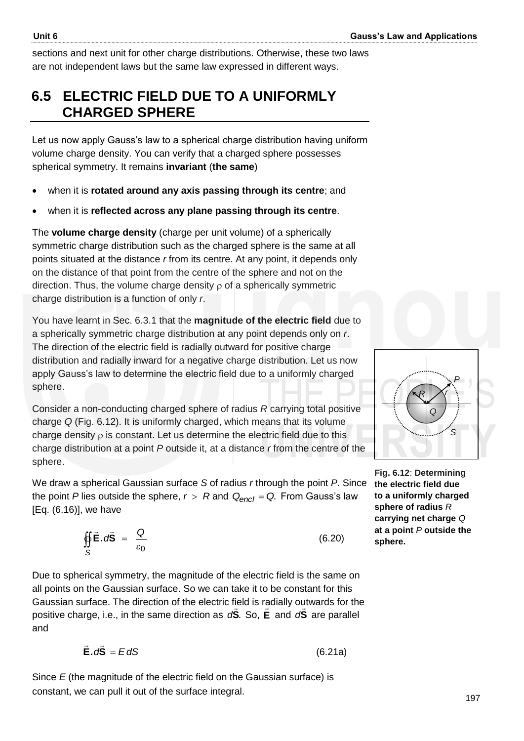sections and next unit for other charge distributions. Otherwise, these two laws are not independent laws but the same law expressed in different ways.

## 6.5 ELECTRIC FIELD DUE TO A UNIFORMLY CHARGED SPHERE

Let us now apply Gauss's law to a spherical charge distribution having uniform volume charge density. You can verify that a charged sphere possesses spherical symmetry. It remains **invariant** (**the same**)

- when it is **rotated around any axis passing through its centre**; and
- when it is **reflected across any plane passing through its centre**.

The **volume charge density** (charge per unit volume) of a spherically symmetric charge distribution such as the charged sphere is the same at all points situated at the distance $r$ from its centre. At any point, it depends only on the distance of that point from the centre of the sphere and not on the direction. Thus, the volume charge density $\rho$ of a spherically symmetric charge distribution is a function of only $r$.

You have learnt in Sec. 6.3.1 that the **magnitude of the electric field** due to a spherically symmetric charge distribution at any point depends only on $r$. The direction of the electric field is radially outward for positive charge distribution and radially inward for a negative charge distribution. Let us now apply Gauss's law to determine the electric field due to a uniformly charged sphere.

Consider a non-conducting charged sphere of radius $R$ carrying total positive charge $Q$ (Fig. 6.12). It is uniformly charged, which means that its volume charge density $\rho$ is constant. Let us determine the electric field due to this charge distribution at a point $P$ outside it, at a distance $r$ from the centre of the sphere.

**Fig. 6.12**: **Determining the electric field due to a uniformly charged sphere of radius $R$ carrying net charge $Q$ at a point $P$ outside the sphere.**

We draw a spherical Gaussian surface $S$ of radius $r$ through the point $P$. Since the point $P$ lies outside the sphere, $r > R$ and $Q_{encl} = Q$. From Gauss's law [Eq. (6.16)], we have

$$\oint\!\!\oint_S \vec{\mathbf{E}}.d\vec{\mathbf{S}} = \frac{Q}{\varepsilon_0} \tag{6.20}$$

Due to spherical symmetry, the magnitude of the electric field is the same on all points on the Gaussian surface. So we can take it to be constant for this Gaussian surface. The direction of the electric field is radially outwards for the positive charge, i.e., in the same direction as $d\vec{\mathbf{S}}$. So, $\vec{\mathbf{E}}$ and $d\vec{\mathbf{S}}$ are parallel and

$$\vec{\mathbf{E}}.d\vec{\mathbf{S}} = E\,dS \tag{6.21a}$$

Since $E$ (the magnitude of the electric field on the Gaussian surface) is constant, we can pull it out of the surface integral.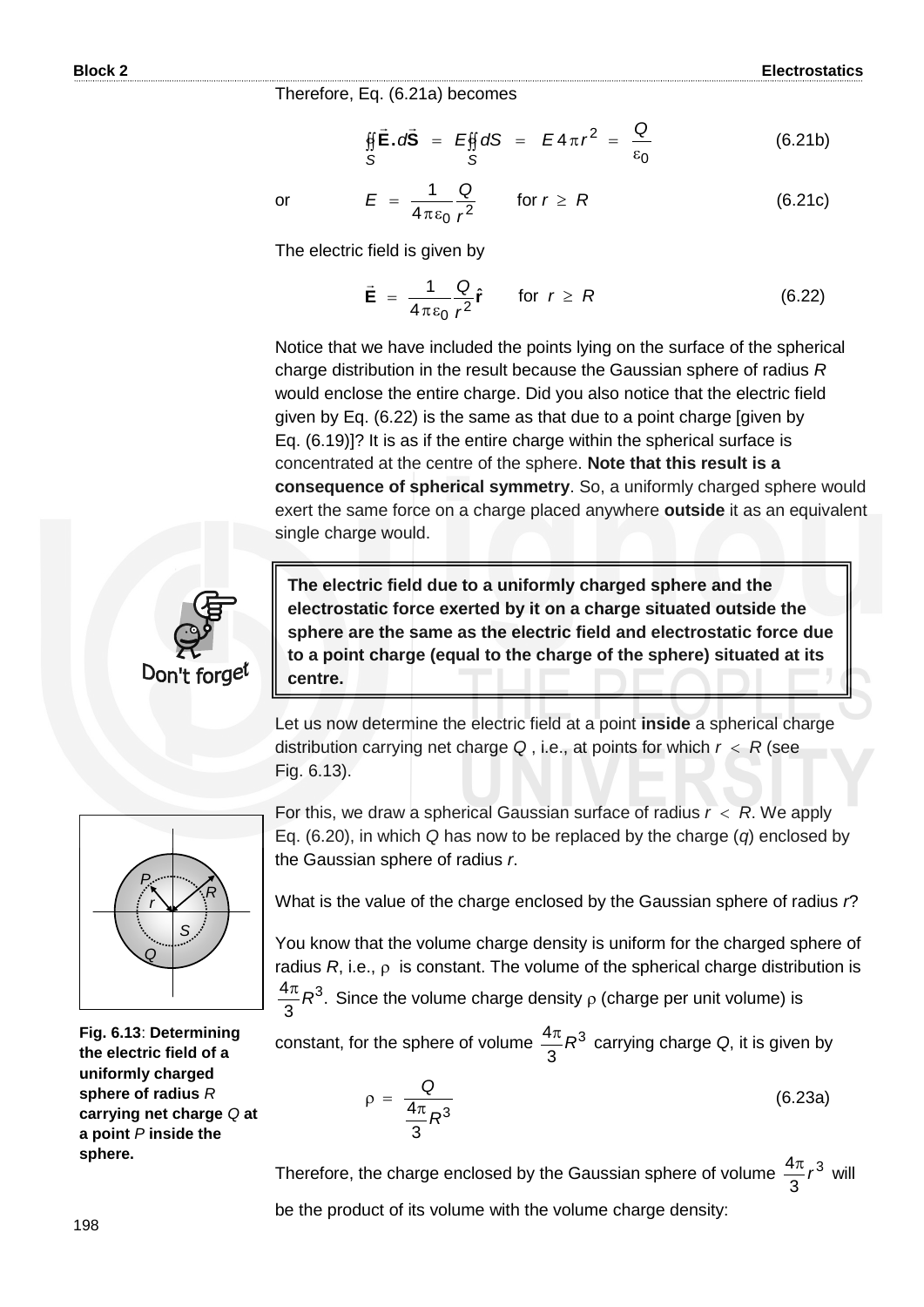Therefore, Eq. (6.21a) becomes

$$\oint_S \vec{\mathbf{E}} \cdot d\vec{\mathbf{S}} = E \oint_S dS = E\, 4\pi r^2 = \frac{Q}{\varepsilon_0} \qquad (6.21b)$$

or

$$E = \frac{1}{4\pi\varepsilon_0}\frac{Q}{r^2} \qquad \text{for } r \geq R \qquad (6.21c)$$

The electric field is given by

$$\vec{\mathbf{E}} = \frac{1}{4\pi\varepsilon_0}\frac{Q}{r^2}\hat{\mathbf{r}} \qquad \text{for } r \geq R \qquad (6.22)$$

Notice that we have included the points lying on the surface of the spherical charge distribution in the result because the Gaussian sphere of radius $R$ would enclose the entire charge. Did you also notice that the electric field given by Eq. (6.22) is the same as that due to a point charge [given by Eq. (6.19)]? It is as if the entire charge within the spherical surface is concentrated at the centre of the sphere. **Note that this result is a consequence of spherical symmetry**. So, a uniformly charged sphere would exert the same force on a charge placed anywhere **outside** it as an equivalent single charge would.

Don't forget

> **The electric field due to a uniformly charged sphere and the electrostatic force exerted by it on a charge situated outside the sphere are the same as the electric field and electrostatic force due to a point charge (equal to the charge of the sphere) situated at its centre.**

Let us now determine the electric field at a point **inside** a spherical charge distribution carrying net charge $Q$ , i.e., at points for which $r < R$ (see Fig. 6.13).

For this, we draw a spherical Gaussian surface of radius $r < R$. We apply Eq. (6.20), in which $Q$ has now to be replaced by the charge ($q$) enclosed by the Gaussian sphere of radius $r$.

**Fig. 6.13**: **Determining the electric field of a uniformly charged sphere of radius *R* carrying net charge *Q* at a point *P* inside the sphere.**

What is the value of the charge enclosed by the Gaussian sphere of radius $r$?

You know that the volume charge density is uniform for the charged sphere of radius $R$, i.e., $\rho$ is constant. The volume of the spherical charge distribution is $\frac{4\pi}{3}R^3$. Since the volume charge density $\rho$ (charge per unit volume) is constant, for the sphere of volume $\frac{4\pi}{3}R^3$ carrying charge $Q$, it is given by

$$\rho = \frac{Q}{\frac{4\pi}{3}R^3} \qquad (6.23a)$$

Therefore, the charge enclosed by the Gaussian sphere of volume $\frac{4\pi}{3}r^3$ will be the product of its volume with the volume charge density: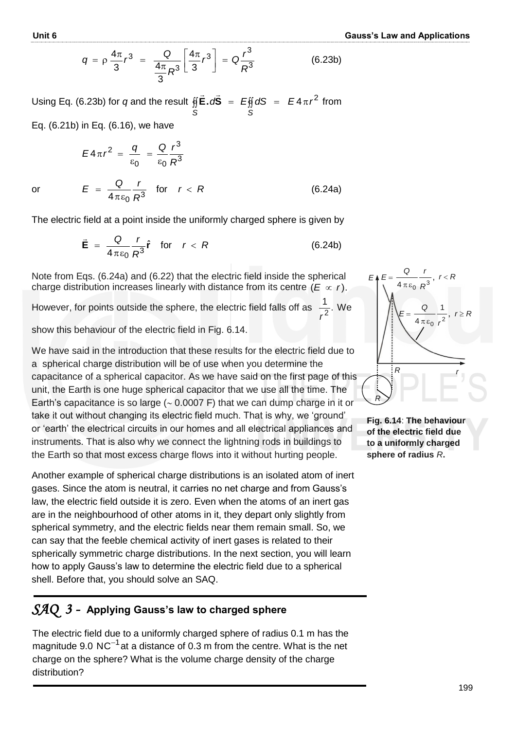$$q = \rho \frac{4\pi}{3} r^3 = \frac{Q}{\frac{4\pi}{3} R^3} \left[ \frac{4\pi}{3} r^3 \right] = Q \frac{r^3}{R^3} \qquad (6.23b)$$

Using Eq. (6.23b) for $q$ and the result $\oint\!\!\oint_S \vec{\mathbf{E}}.d\vec{\mathbf{S}} = E \oint\!\!\oint_S dS = E\,4\pi r^2$ from Eq. (6.21b) in Eq. (6.16), we have

$$E\,4\pi r^2 = \frac{q}{\varepsilon_0} = \frac{Q}{\varepsilon_0} \frac{r^3}{R^3}$$

or

$$E = \frac{Q}{4\pi\varepsilon_0} \frac{r}{R^3} \quad \text{for} \quad r < R \qquad (6.24a)$$

The electric field at a point inside the uniformly charged sphere is given by

$$\vec{\mathbf{E}} = \frac{Q}{4\pi\varepsilon_0} \frac{r}{R^3} \hat{\mathbf{r}} \quad \text{for} \quad r < R \qquad (6.24b)$$

Note from Eqs. (6.24a) and (6.22) that the electric field inside the spherical charge distribution increases linearly with distance from its centre $(E \propto r)$. However, for points outside the sphere, the electric field falls off as $\frac{1}{r^2}$. We show this behaviour of the electric field in Fig. 6.14.

$E = \frac{Q}{4\pi\varepsilon_0} \frac{r}{R^3},\ r < R$

$E = \frac{Q}{4\pi\varepsilon_0} \frac{1}{r^2},\ r \geq R$

**Fig. 6.14**: **The behaviour of the electric field due to a uniformly charged sphere of radius** $R$**.**

We have said in the introduction that these results for the electric field due to a spherical charge distribution will be of use when you determine the capacitance of a spherical capacitor. As we have said on the first page of this unit, the Earth is one huge spherical capacitor that we use all the time. The Earth's capacitance is so large ($\sim$ 0.0007 F) that we can dump charge in it or take it out without changing its electric field much. That is why, we 'ground' or 'earth' the electrical circuits in our homes and all electrical appliances and instruments. That is also why we connect the lightning rods in buildings to the Earth so that most excess charge flows into it without hurting people.

Another example of spherical charge distributions is an isolated atom of inert gases. Since the atom is neutral, it carries no net charge and from Gauss's law, the electric field outside it is zero. Even when the atoms of an inert gas are in the neighbourhood of other atoms in it, they depart only slightly from spherical symmetry, and the electric fields near them remain small. So, we can say that the feeble chemical activity of inert gases is related to their spherically symmetric charge distributions. In the next section, you will learn how to apply Gauss's law to determine the electric field due to a spherical shell. Before that, you should solve an SAQ.

## *SAQ 3* - Applying Gauss's law to charged sphere

The electric field due to a uniformly charged sphere of radius 0.1 m has the magnitude 9.0 $\text{NC}^{-1}$ at a distance of 0.3 m from the centre. What is the net charge on the sphere? What is the volume charge density of the charge distribution?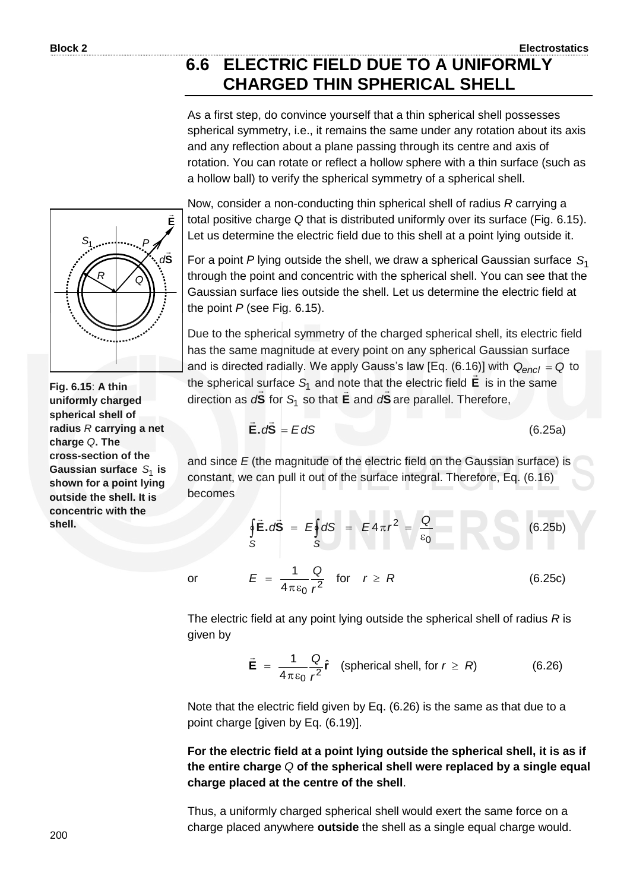## 6.6 ELECTRIC FIELD DUE TO A UNIFORMLY CHARGED THIN SPHERICAL SHELL

As a first step, do convince yourself that a thin spherical shell possesses spherical symmetry, i.e., it remains the same under any rotation about its axis and any reflection about a plane passing through its centre and axis of rotation. You can rotate or reflect a hollow sphere with a thin surface (such as a hollow ball) to verify the spherical symmetry of a spherical shell.

Now, consider a non-conducting thin spherical shell of radius $R$ carrying a total positive charge $Q$ that is distributed uniformly over its surface (Fig. 6.15). Let us determine the electric field due to this shell at a point lying outside it.

**Fig. 6.15**: **A thin uniformly charged spherical shell of radius** $R$ **carrying a net charge** $Q$**. The cross-section of the Gaussian surface** $S_1$ **is shown for a point lying outside the shell. It is concentric with the shell.**

For a point $P$ lying outside the shell, we draw a spherical Gaussian surface $S_1$ through the point and concentric with the spherical shell. You can see that the Gaussian surface lies outside the shell. Let us determine the electric field at the point $P$ (see Fig. 6.15).

Due to the spherical symmetry of the charged spherical shell, its electric field has the same magnitude at every point on any spherical Gaussian surface and is directed radially. We apply Gauss's law [Eq. (6.16)] with $Q_{encl} = Q$ to the spherical surface $S_1$ and note that the electric field $\vec{\mathbf{E}}$ is in the same direction as $d\vec{\mathbf{S}}$ for $S_1$ so that $\vec{\mathbf{E}}$ and $d\vec{\mathbf{S}}$ are parallel. Therefore,

$$\vec{\mathbf{E}}.d\vec{\mathbf{S}} = E\,dS \tag{6.25a}$$

and since $E$ (the magnitude of the electric field on the Gaussian surface) is constant, we can pull it out of the surface integral. Therefore, Eq. (6.16) becomes

$$\oint_S \vec{\mathbf{E}}.d\vec{\mathbf{S}} = E\oint_S dS = E\,4\pi r^2 = \frac{Q}{\varepsilon_0} \tag{6.25b}$$

or

$$E = \frac{1}{4\pi\varepsilon_0}\frac{Q}{r^2} \quad \text{for} \quad r \geq R \tag{6.25c}$$

The electric field at any point lying outside the spherical shell of radius $R$ is given by

$$\vec{\mathbf{E}} = \frac{1}{4\pi\varepsilon_0}\frac{Q}{r^2}\hat{\mathbf{r}} \quad \text{(spherical shell, for } r \geq R\text{)} \tag{6.26}$$

Note that the electric field given by Eq. (6.26) is the same as that due to a point charge [given by Eq. (6.19)].

**For the electric field at a point lying outside the spherical shell, it is as if the entire charge** $Q$ **of the spherical shell were replaced by a single equal charge placed at the centre of the shell**.

Thus, a uniformly charged spherical shell would exert the same force on a charge placed anywhere **outside** the shell as a single equal charge would.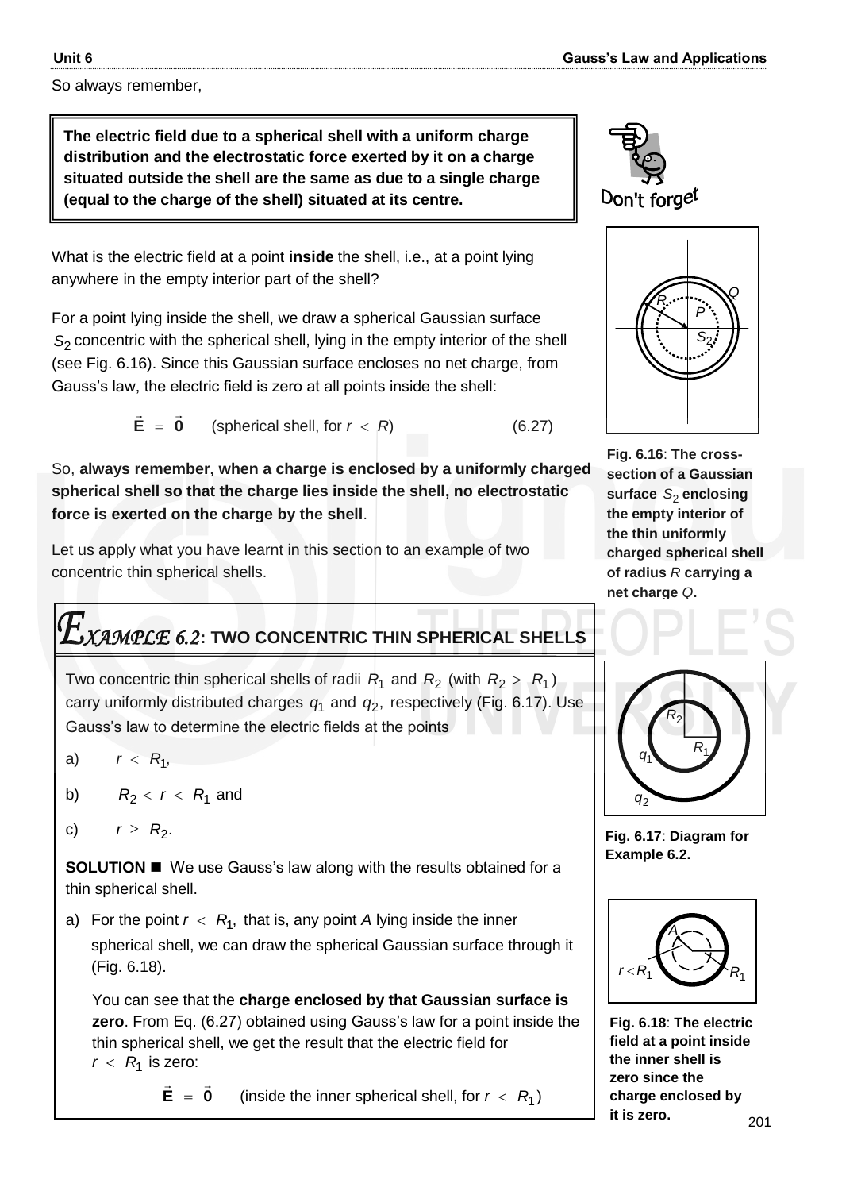So always remember,

> **The electric field due to a spherical shell with a uniform charge distribution and the electrostatic force exerted by it on a charge situated outside the shell are the same as due to a single charge (equal to the charge of the shell) situated at its centre.**

Don't forget

What is the electric field at a point **inside** the shell, i.e., at a point lying anywhere in the empty interior part of the shell?

For a point lying inside the shell, we draw a spherical Gaussian surface $S_2$ concentric with the spherical shell, lying in the empty interior of the shell (see Fig. 6.16). Since this Gaussian surface encloses no net charge, from Gauss's law, the electric field is zero at all points inside the shell:

$$\vec{\mathbf{E}} = \vec{\mathbf{0}} \qquad \text{(spherical shell, for } r < R\text{)} \qquad (6.27)$$

**Fig. 6.16**: **The cross-section of a Gaussian surface $S_2$ enclosing the empty interior of the thin uniformly charged spherical shell of radius $R$ carrying a net charge $Q$.**

So, **always remember, when a charge is enclosed by a uniformly charged spherical shell so that the charge lies inside the shell, no electrostatic force is exerted on the charge by the shell**.

Let us apply what you have learnt in this section to an example of two concentric thin spherical shells.

## EXAMPLE 6.2: TWO CONCENTRIC THIN SPHERICAL SHELLS

Two concentric thin spherical shells of radii $R_1$ and $R_2$ (with $R_2 > R_1$) carry uniformly distributed charges $q_1$ and $q_2$, respectively (Fig. 6.17). Use Gauss's law to determine the electric fields at the points

a) $r < R_1$,

b) $R_2 < r < R_1$ and

c) $r \geq R_2$.

**Fig. 6.17**: **Diagram for Example 6.2.**

**SOLUTION** ■ We use Gauss's law along with the results obtained for a thin spherical shell.

a) For the point $r < R_1$, that is, any point $A$ lying inside the inner spherical shell, we can draw the spherical Gaussian surface through it (Fig. 6.18).

You can see that the **charge enclosed by that Gaussian surface is zero**. From Eq. (6.27) obtained using Gauss's law for a point inside the thin spherical shell, we get the result that the electric field for $r < R_1$ is zero:

$$\vec{\mathbf{E}} = \vec{\mathbf{0}} \qquad \text{(inside the inner spherical shell, for } r < R_1\text{)}$$

**Fig. 6.18**: **The electric field at a point inside the inner shell is zero since the charge enclosed by it is zero.**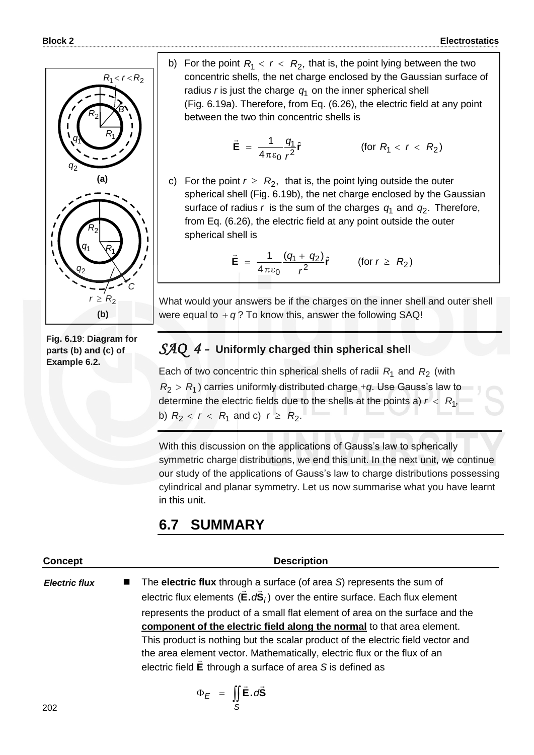b) For the point $R_1 < r < R_2$, that is, the point lying between the two concentric shells, the net charge enclosed by the Gaussian surface of radius $r$ is just the charge $q_1$ on the inner spherical shell (Fig. 6.19a). Therefore, from Eq. (6.26), the electric field at any point between the two thin concentric shells is

$$\vec{\mathbf{E}} = \frac{1}{4\pi\varepsilon_0}\frac{q_1}{r^2}\hat{\mathbf{r}} \qquad \text{(for } R_1 < r < R_2\text{)}$$

c) For the point $r \geq R_2$, that is, the point lying outside the outer spherical shell (Fig. 6.19b), the net charge enclosed by the Gaussian surface of radius $r$ is the sum of the charges $q_1$ and $q_2$. Therefore, from Eq. (6.26), the electric field at any point outside the outer spherical shell is

$$\vec{\mathbf{E}} = \frac{1}{4\pi\varepsilon_0}\frac{(q_1 + q_2)}{r^2}\hat{\mathbf{r}} \qquad \text{(for } r \geq R_2\text{)}$$

**Fig. 6.19**: **Diagram for parts (b) and (c) of Example 6.2.**

What would your answers be if the charges on the inner shell and outer shell were equal to $+q$? To know this, answer the following SAQ!

## *SAQ 4* – Uniformly charged thin spherical shell

Each of two concentric thin spherical shells of radii $R_1$ and $R_2$ (with $R_2 > R_1$) carries uniformly distributed charge $+q$. Use Gauss's law to determine the electric fields due to the shells at the points a) $r < R_1$, b) $R_2 < r < R_1$ and c) $r \geq R_2$.

With this discussion on the applications of Gauss's law to spherically symmetric charge distributions, we end this unit. In the next unit, we continue our study of the applications of Gauss's law to charge distributions possessing cylindrical and planar symmetry. Let us now summarise what you have learnt in this unit.

## 6.7 SUMMARY

| Concept | Description |
|---|---|
| *Electric flux* | ■ The **electric flux** through a surface (of area $S$) represents the sum of electric flux elements ($\vec{\mathbf{E}}.d\vec{\mathbf{S}}_i$) over the entire surface. Each flux element represents the product of a small flat element of area on the surface and the **component of the electric field along the normal** to that area element. This product is nothing but the scalar product of the electric field vector and the area element vector. Mathematically, electric flux or the flux of an electric field $\vec{\mathbf{E}}$ through a surface of area $S$ is defined as $$\Phi_E = \iint_S \vec{\mathbf{E}}.d\vec{\mathbf{S}}$$ |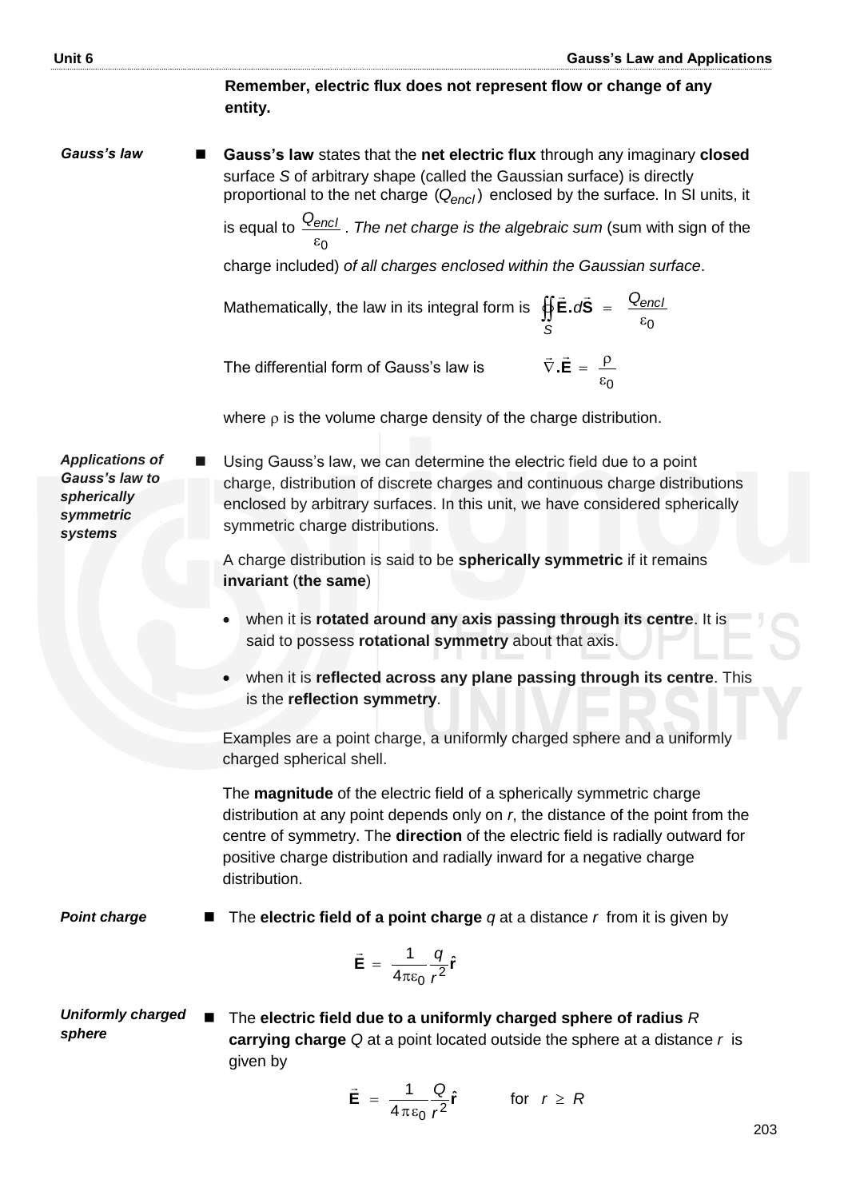**Remember, electric flux does not represent flow or change of any entity.**

*Gauss's law*

- **Gauss's law** states that the **net electric flux** through any imaginary **closed** surface *S* of arbitrary shape (called the Gaussian surface) is directly proportional to the net charge $(Q_{encl})$ enclosed by the surface. In SI units, it is equal to $\frac{Q_{encl}}{\varepsilon_0}$. *The net charge is the algebraic sum* (sum with sign of the charge included) *of all charges enclosed within the Gaussian surface*.

  Mathematically, the law in its integral form is $\oint\!\!\oint_S \vec{\mathbf{E}}.d\vec{\mathbf{S}} = \frac{Q_{encl}}{\varepsilon_0}$

  The differential form of Gauss's law is $\vec{\nabla}.\vec{\mathbf{E}} = \frac{\rho}{\varepsilon_0}$

  where $\rho$ is the volume charge density of the charge distribution.

*Applications of Gauss's law to spherically symmetric systems*

- Using Gauss's law, we can determine the electric field due to a point charge, distribution of discrete charges and continuous charge distributions enclosed by arbitrary surfaces. In this unit, we have considered spherically symmetric charge distributions.

  A charge distribution is said to be **spherically symmetric** if it remains **invariant** (**the same**)

  - when it is **rotated around any axis passing through its centre**. It is said to possess **rotational symmetry** about that axis.
  - when it is **reflected across any plane passing through its centre**. This is the **reflection symmetry**.

  Examples are a point charge, a uniformly charged sphere and a uniformly charged spherical shell.

  The **magnitude** of the electric field of a spherically symmetric charge distribution at any point depends only on *r*, the distance of the point from the centre of symmetry. The **direction** of the electric field is radially outward for positive charge distribution and radially inward for a negative charge distribution.

*Point charge*

- The **electric field of a point charge** *q* at a distance *r* from it is given by

$$\vec{\mathbf{E}} = \frac{1}{4\pi\varepsilon_0}\frac{q}{r^2}\hat{\mathbf{r}}$$

*Uniformly charged sphere*

- The **electric field due to a uniformly charged sphere of radius** *R* **carrying charge** *Q* at a point located outside the sphere at a distance *r* is given by

$$\vec{\mathbf{E}} = \frac{1}{4\pi\varepsilon_0}\frac{Q}{r^2}\hat{\mathbf{r}} \qquad \text{for} \quad r \geq R$$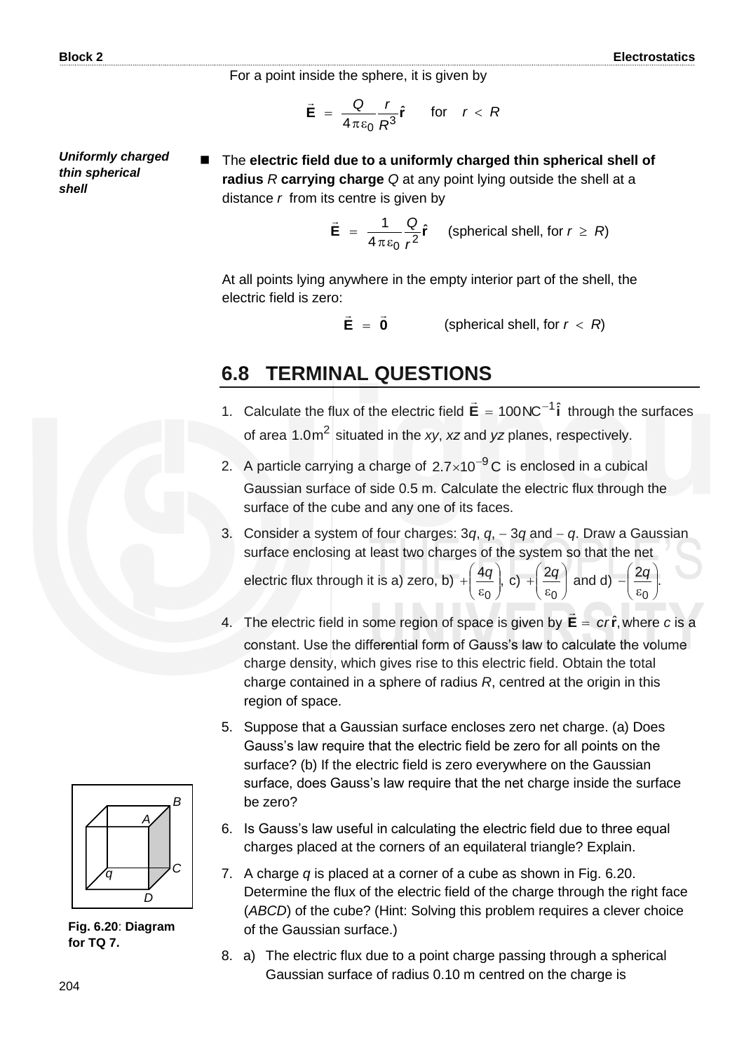For a point inside the sphere, it is given by

$$\vec{\mathbf{E}} = \frac{Q}{4\pi\varepsilon_0}\frac{r}{R^3}\hat{\mathbf{r}} \quad \text{for} \quad r < R$$

***Uniformly charged thin spherical shell***

- The **electric field due to a uniformly charged thin spherical shell of radius** *R* **carrying charge** *Q* at any point lying outside the shell at a distance *r* from its centre is given by

$$\vec{\mathbf{E}} = \frac{1}{4\pi\varepsilon_0}\frac{Q}{r^2}\hat{\mathbf{r}} \quad \text{(spherical shell, for } r \geq R\text{)}$$

At all points lying anywhere in the empty interior part of the shell, the electric field is zero:

$$\vec{\mathbf{E}} = \vec{\mathbf{0}} \qquad \text{(spherical shell, for } r < R\text{)}$$

## 6.8 TERMINAL QUESTIONS

1. Calculate the flux of the electric field $\vec{\mathbf{E}} = 100\,\text{NC}^{-1}\hat{\mathbf{i}}$ through the surfaces of area $1.0\,\text{m}^2$ situated in the *xy*, *xz* and *yz* planes, respectively.

2. A particle carrying a charge of $2.7\times10^{-9}\,\text{C}$ is enclosed in a cubical Gaussian surface of side 0.5 m. Calculate the electric flux through the surface of the cube and any one of its faces.

3. Consider a system of four charges: $3q$, $q$, $-3q$ and $-q$. Draw a Gaussian surface enclosing at least two charges of the system so that the net electric flux through it is a) zero, b) $+\left(\frac{4q}{\varepsilon_0}\right)$, c) $+\left(\frac{2q}{\varepsilon_0}\right)$ and d) $-\left(\frac{2q}{\varepsilon_0}\right)$.

4. The electric field in some region of space is given by $\vec{\mathbf{E}} = cr\,\hat{\mathbf{r}}$, where *c* is a constant. Use the differential form of Gauss's law to calculate the volume charge density, which gives rise to this electric field. Obtain the total charge contained in a sphere of radius *R*, centred at the origin in this region of space.

5. Suppose that a Gaussian surface encloses zero net charge. (a) Does Gauss's law require that the electric field be zero for all points on the surface? (b) If the electric field is zero everywhere on the Gaussian surface, does Gauss's law require that the net charge inside the surface be zero?

6. Is Gauss's law useful in calculating the electric field due to three equal charges placed at the corners of an equilateral triangle? Explain.

7. A charge *q* is placed at a corner of a cube as shown in Fig. 6.20. Determine the flux of the electric field of the charge through the right face (*ABCD*) of the cube? (Hint: Solving this problem requires a clever choice of the Gaussian surface.)

**Fig. 6.20**: **Diagram for TQ 7.**

8. a) The electric flux due to a point charge passing through a spherical Gaussian surface of radius 0.10 m centred on the charge is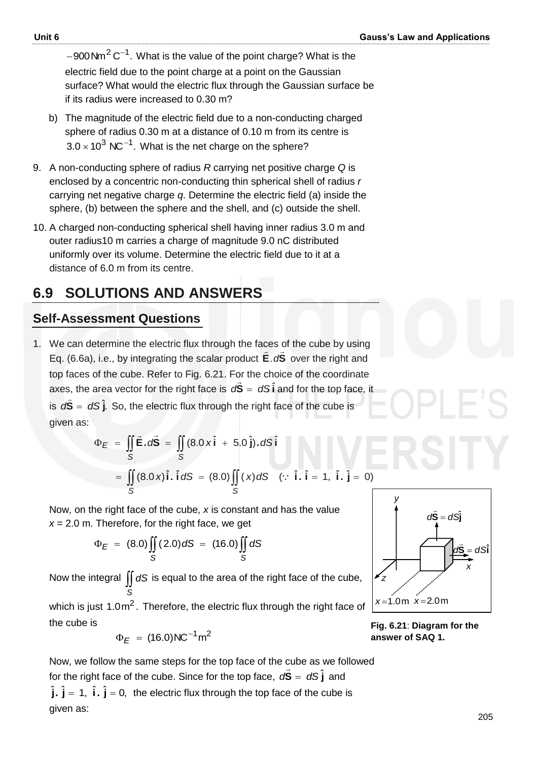$-900\,\text{Nm}^2\,\text{C}^{-1}$. What is the value of the point charge? What is the electric field due to the point charge at a point on the Gaussian surface? What would the electric flux through the Gaussian surface be if its radius were increased to 0.30 m?

b) The magnitude of the electric field due to a non-conducting charged sphere of radius 0.30 m at a distance of 0.10 m from its centre is $3.0 \times 10^3\ \text{NC}^{-1}$. What is the net charge on the sphere?

9. A non-conducting sphere of radius *R* carrying net positive charge *Q* is enclosed by a concentric non-conducting thin spherical shell of radius *r* carrying net negative charge *q*. Determine the electric field (a) inside the sphere, (b) between the sphere and the shell, and (c) outside the shell.

10. A charged non-conducting spherical shell having inner radius 3.0 m and outer radius10 m carries a charge of magnitude 9.0 nC distributed uniformly over its volume. Determine the electric field due to it at a distance of 6.0 m from its centre.

## 6.9 SOLUTIONS AND ANSWERS

### Self-Assessment Questions

1. We can determine the electric flux through the faces of the cube by using Eq. (6.6a), i.e., by integrating the scalar product $\vec{\mathbf{E}}.d\vec{\mathbf{S}}$ over the right and top faces of the cube. Refer to Fig. 6.21. For the choice of the coordinate axes, the area vector for the right face is $d\vec{\mathbf{S}} = dS\,\hat{\mathbf{i}}$ and for the top face, it is $d\vec{\mathbf{S}} = dS\,\hat{\mathbf{j}}$. So, the electric flux through the right face of the cube is given as:

$$\Phi_E = \iint_S \vec{\mathbf{E}}.d\vec{\mathbf{S}} = \iint_S (8.0x\,\hat{\mathbf{i}} + 5.0\,\hat{\mathbf{j}}).dS\,\hat{\mathbf{i}}$$

$$= \iint_S (8.0x)\,\hat{\mathbf{i}}.\hat{\mathbf{i}}\,dS = (8.0)\iint_S (x)dS \quad (\because\ \hat{\mathbf{i}}.\hat{\mathbf{i}} = 1,\ \hat{\mathbf{i}}.\hat{\mathbf{j}} = 0)$$

Now, on the right face of the cube, *x* is constant and has the value $x = 2.0$ m. Therefore, for the right face, we get

$$\Phi_E = (8.0)\iint_S (2.0)dS = (16.0)\iint_S dS$$

Now the integral $\iint_S dS$ is equal to the area of the right face of the cube, which is just $1.0\,\text{m}^2$. Therefore, the electric flux through the right face of the cube is

$$\Phi_E = (16.0)\text{NC}^{-1}\text{m}^2$$

**Fig. 6.21**: **Diagram for the answer of SAQ 1.**

Now, we follow the same steps for the top face of the cube as we followed for the right face of the cube. Since for the top face, $d\vec{\mathbf{S}} = dS\,\hat{\mathbf{j}}$ and $\hat{\mathbf{j}}.\hat{\mathbf{j}} = 1,\ \hat{\mathbf{i}}.\hat{\mathbf{j}} = 0,$ the electric flux through the top face of the cube is given as: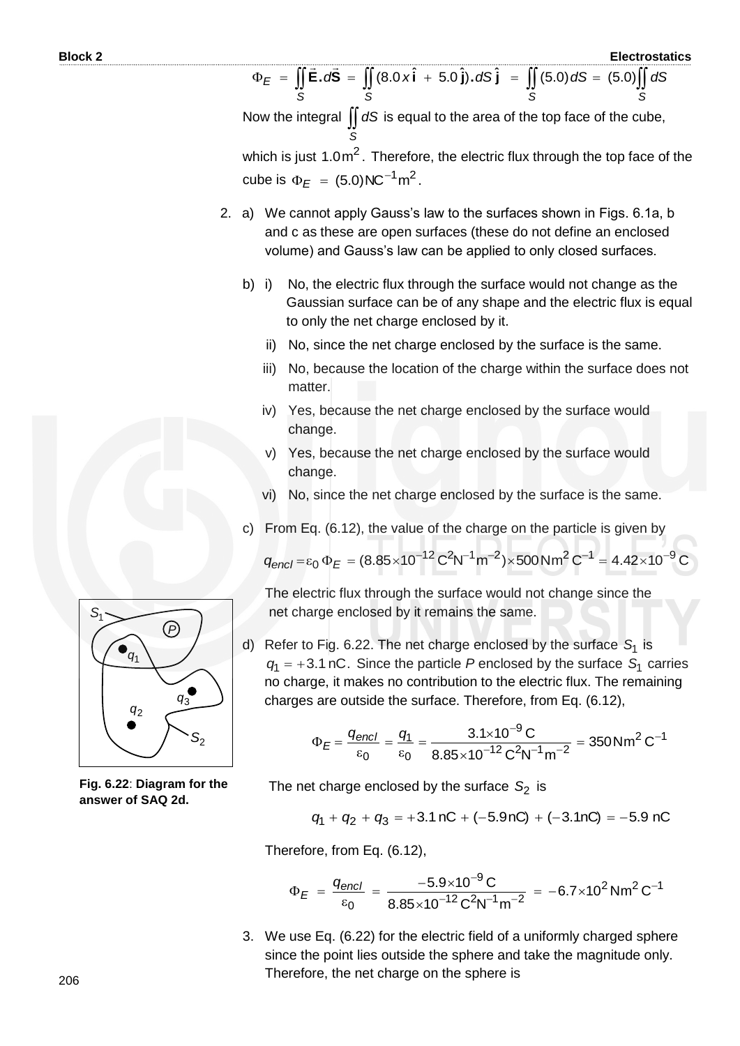$$\Phi_E = \iint_S \vec{\mathbf{E}}.d\vec{\mathbf{S}} = \iint_S (8.0\,x\,\hat{\mathbf{i}} + 5.0\,\hat{\mathbf{j}}).dS\,\hat{\mathbf{j}} = \iint_S (5.0)dS = (5.0)\iint_S dS$$

Now the integral $\iint_S dS$ is equal to the area of the top face of the cube, which is just $1.0\,\text{m}^2$. Therefore, the electric flux through the top face of the cube is $\Phi_E = (5.0)\,\text{NC}^{-1}\text{m}^2$.

2. a) We cannot apply Gauss's law to the surfaces shown in Figs. 6.1a, b and c as these are open surfaces (these do not define an enclosed volume) and Gauss's law can be applied to only closed surfaces.

   b) i) No, the electric flux through the surface would not change as the Gaussian surface can be of any shape and the electric flux is equal to only the net charge enclosed by it.

      ii) No, since the net charge enclosed by the surface is the same.

      iii) No, because the location of the charge within the surface does not matter.

      iv) Yes, because the net charge enclosed by the surface would change.

      v) Yes, because the net charge enclosed by the surface would change.

      vi) No, since the net charge enclosed by the surface is the same.

   c) From Eq. (6.12), the value of the charge on the particle is given by

   $$q_{encl} = \varepsilon_0\,\Phi_E = (8.85\times10^{-12}\,\text{C}^2\text{N}^{-1}\text{m}^{-2})\times 500\,\text{Nm}^2\,\text{C}^{-1} = 4.42\times10^{-9}\,\text{C}$$

   The electric flux through the surface would not change since the net charge enclosed by it remains the same.

   d) Refer to Fig. 6.22. The net charge enclosed by the surface $S_1$ is $q_1 = +3.1\,\text{nC}$. Since the particle *P* enclosed by the surface $S_1$ carries no charge, it makes no contribution to the electric flux. The remaining charges are outside the surface. Therefore, from Eq. (6.12),

   $$\Phi_E = \frac{q_{encl}}{\varepsilon_0} = \frac{q_1}{\varepsilon_0} = \frac{3.1\times10^{-9}\,\text{C}}{8.85\times10^{-12}\,\text{C}^2\text{N}^{-1}\text{m}^{-2}} = 350\,\text{Nm}^2\,\text{C}^{-1}$$

   The net charge enclosed by the surface $S_2$ is

   $$q_1 + q_2 + q_3 = +3.1\,\text{nC} + (-5.9\,\text{nC}) + (-3.1\,\text{nC}) = -5.9\,\text{nC}$$

   Therefore, from Eq. (6.12),

   $$\Phi_E = \frac{q_{encl}}{\varepsilon_0} = \frac{-5.9\times10^{-9}\,\text{C}}{8.85\times10^{-12}\,\text{C}^2\text{N}^{-1}\text{m}^{-2}} = -6.7\times10^2\,\text{Nm}^2\,\text{C}^{-1}$$

**Fig. 6.22**: **Diagram for the answer of SAQ 2d.**

3. We use Eq. (6.22) for the electric field of a uniformly charged sphere since the point lies outside the sphere and take the magnitude only. Therefore, the net charge on the sphere is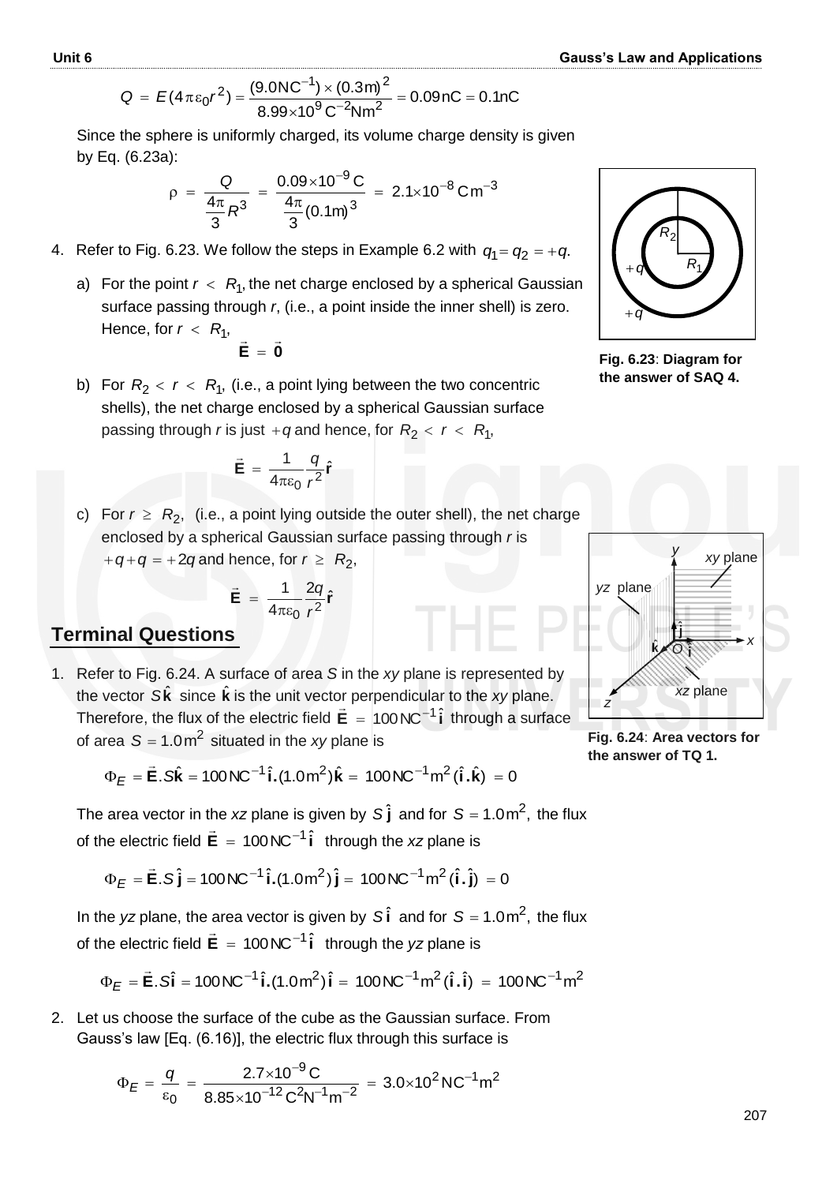$$Q = E(4\pi\varepsilon_0 r^2) = \frac{(9.0\text{NC}^{-1}) \times (0.3\text{m})^2}{8.99 \times 10^9 \text{C}^{-2}\text{Nm}^2} = 0.09\text{nC} = 0.1\text{nC}$$

Since the sphere is uniformly charged, its volume charge density is given by Eq. (6.23a):

$$\rho = \frac{Q}{\frac{4\pi}{3}R^3} = \frac{0.09 \times 10^{-9}\text{C}}{\frac{4\pi}{3}(0.1\text{m})^3} = 2.1 \times 10^{-8}\text{Cm}^{-3}$$

4. Refer to Fig. 6.23. We follow the steps in Example 6.2 with $q_1 = q_2 = +q$.

   a) For the point $r < R_1$, the net charge enclosed by a spherical Gaussian surface passing through $r$, (i.e., a point inside the inner shell) is zero. Hence, for $r < R_1$,

   $$\vec{\mathbf{E}} = \vec{\mathbf{0}}$$

   b) For $R_2 < r < R_1$, (i.e., a point lying between the two concentric shells), the net charge enclosed by a spherical Gaussian surface passing through $r$ is just $+q$ and hence, for $R_2 < r < R_1$,

   $$\vec{\mathbf{E}} = \frac{1}{4\pi\varepsilon_0}\frac{q}{r^2}\hat{\mathbf{r}}$$

   c) For $r \geq R_2$, (i.e., a point lying outside the outer shell), the net charge enclosed by a spherical Gaussian surface passing through $r$ is $+q + q = +2q$ and hence, for $r \geq R_2$,

   $$\vec{\mathbf{E}} = \frac{1}{4\pi\varepsilon_0}\frac{2q}{r^2}\hat{\mathbf{r}}$$

**Fig. 6.23**: **Diagram for the answer of SAQ 4.**

## Terminal Questions

1. Refer to Fig. 6.24. A surface of area $S$ in the $xy$ plane is represented by the vector $S\hat{\mathbf{k}}$ since $\hat{\mathbf{k}}$ is the unit vector perpendicular to the $xy$ plane. Therefore, the flux of the electric field $\vec{\mathbf{E}} = 100\text{NC}^{-1}\hat{\mathbf{i}}$ through a surface of area $S = 1.0\text{m}^2$ situated in the $xy$ plane is

   $$\Phi_E = \vec{\mathbf{E}}.S\hat{\mathbf{k}} = 100\text{NC}^{-1}\hat{\mathbf{i}}.(1.0\text{m}^2)\hat{\mathbf{k}} = 100\text{NC}^{-1}\text{m}^2(\hat{\mathbf{i}}.\hat{\mathbf{k}}) = 0$$

   The area vector in the $xz$ plane is given by $S\hat{\mathbf{j}}$ and for $S = 1.0\text{m}^2$, the flux of the electric field $\vec{\mathbf{E}} = 100\text{NC}^{-1}\hat{\mathbf{i}}$ through the $xz$ plane is

   $$\Phi_E = \vec{\mathbf{E}}.S\hat{\mathbf{j}} = 100\text{NC}^{-1}\hat{\mathbf{i}}.(1.0\text{m}^2)\hat{\mathbf{j}} = 100\text{NC}^{-1}\text{m}^2(\hat{\mathbf{i}}.\hat{\mathbf{j}}) = 0$$

   In the $yz$ plane, the area vector is given by $S\hat{\mathbf{i}}$ and for $S = 1.0\text{m}^2$, the flux of the electric field $\vec{\mathbf{E}} = 100\text{NC}^{-1}\hat{\mathbf{i}}$ through the $yz$ plane is

   $$\Phi_E = \vec{\mathbf{E}}.S\hat{\mathbf{i}} = 100\text{NC}^{-1}\hat{\mathbf{i}}.(1.0\text{m}^2)\hat{\mathbf{i}} = 100\text{NC}^{-1}\text{m}^2(\hat{\mathbf{i}}.\hat{\mathbf{i}}) = 100\text{NC}^{-1}\text{m}^2$$

**Fig. 6.24**: **Area vectors for the answer of TQ 1.**

2. Let us choose the surface of the cube as the Gaussian surface. From Gauss's law [Eq. (6.16)], the electric flux through this surface is

   $$\Phi_E = \frac{q}{\varepsilon_0} = \frac{2.7 \times 10^{-9}\text{C}}{8.85 \times 10^{-12}\text{C}^2\text{N}^{-1}\text{m}^{-2}} = 3.0 \times 10^2\text{NC}^{-1}\text{m}^2$$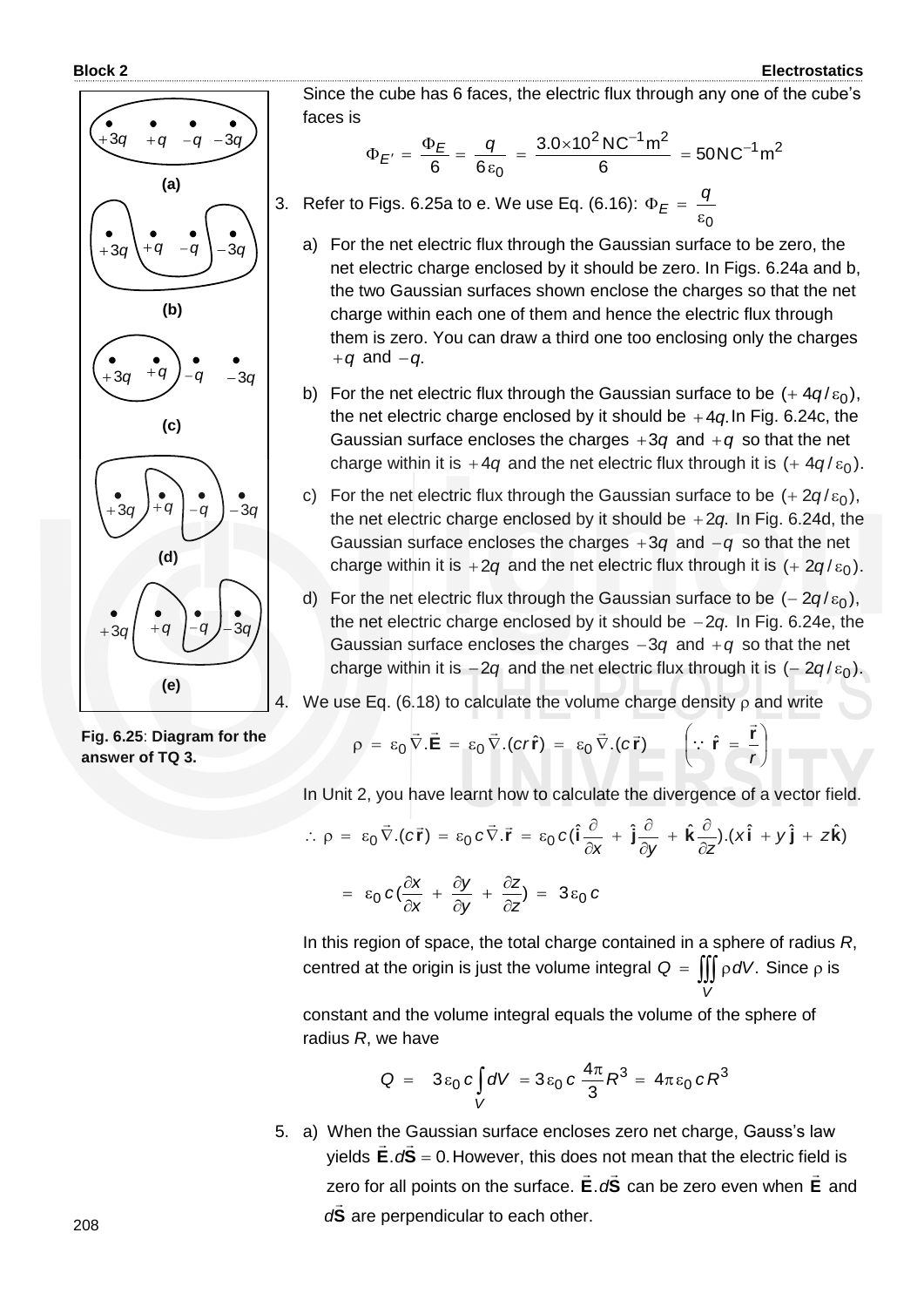Since the cube has 6 faces, the electric flux through any one of the cube's faces is

$$\Phi_{E'} = \frac{\Phi_E}{6} = \frac{q}{6\varepsilon_0} = \frac{3.0\times10^2\,\text{NC}^{-1}\text{m}^2}{6} = 50\,\text{NC}^{-1}\text{m}^2$$

3. Refer to Figs. 6.25a to e. We use Eq. (6.16): $\Phi_E = \dfrac{q}{\varepsilon_0}$

   a) For the net electric flux through the Gaussian surface to be zero, the net electric charge enclosed by it should be zero. In Figs. 6.24a and b, the two Gaussian surfaces shown enclose the charges so that the net charge within each one of them and hence the electric flux through them is zero. You can draw a third one too enclosing only the charges $+q$ and $-q$.

   b) For the net electric flux through the Gaussian surface to be $(+\,4q/\varepsilon_0)$, the net electric charge enclosed by it should be $+4q.$ In Fig. 6.24c, the Gaussian surface encloses the charges $+3q$ and $+q$ so that the net charge within it is $+4q$ and the net electric flux through it is $(+\,4q/\varepsilon_0)$.

   c) For the net electric flux through the Gaussian surface to be $(+\,2q/\varepsilon_0)$, the net electric charge enclosed by it should be $+2q.$ In Fig. 6.24d, the Gaussian surface encloses the charges $+3q$ and $-q$ so that the net charge within it is $+2q$ and the net electric flux through it is $(+\,2q/\varepsilon_0)$.

   d) For the net electric flux through the Gaussian surface to be $(-\,2q/\varepsilon_0)$, the net electric charge enclosed by it should be $-2q.$ In Fig. 6.24e, the Gaussian surface encloses the charges $-3q$ and $+q$ so that the net charge within it is $-2q$ and the net electric flux through it is $(-\,2q/\varepsilon_0)$.

**Fig. 6.25**: **Diagram for the answer of TQ 3.**

4. We use Eq. (6.18) to calculate the volume charge density $\rho$ and write

$$\rho = \varepsilon_0\,\vec{\nabla}.\vec{\mathbf{E}} = \varepsilon_0\,\vec{\nabla}.(cr\,\hat{\mathbf{r}}) = \varepsilon_0\,\vec{\nabla}.(c\,\vec{\mathbf{r}}) \qquad \left(\because\ \hat{\mathbf{r}} = \frac{\vec{\mathbf{r}}}{r}\right)$$

In Unit 2, you have learnt how to calculate the divergence of a vector field.

$$\therefore\ \rho = \varepsilon_0\,\vec{\nabla}.(c\,\vec{\mathbf{r}}) = \varepsilon_0\,c\,\vec{\nabla}.\vec{\mathbf{r}} = \varepsilon_0\,c\,(\hat{\mathbf{i}}\frac{\partial}{\partial x} + \hat{\mathbf{j}}\frac{\partial}{\partial y} + \hat{\mathbf{k}}\frac{\partial}{\partial z}).(x\,\hat{\mathbf{i}} + y\,\hat{\mathbf{j}} + z\,\hat{\mathbf{k}})$$

$$= \varepsilon_0\,c\,(\frac{\partial x}{\partial x} + \frac{\partial y}{\partial y} + \frac{\partial z}{\partial z}) = 3\varepsilon_0\,c$$

In this region of space, the total charge contained in a sphere of radius $R$, centred at the origin is just the volume integral $Q = \iiint\limits_V \rho\,dV.$ Since $\rho$ is constant and the volume integral equals the volume of the sphere of radius $R$, we have

$$Q = 3\varepsilon_0\,c\int\limits_V dV = 3\varepsilon_0\,c\,\frac{4\pi}{3}R^3 = 4\pi\varepsilon_0\,c\,R^3$$

5. a) When the Gaussian surface encloses zero net charge, Gauss's law yields $\vec{\mathbf{E}}.d\vec{\mathbf{S}} = 0.$ However, this does not mean that the electric field is zero for all points on the surface. $\vec{\mathbf{E}}.d\vec{\mathbf{S}}$ can be zero even when $\vec{\mathbf{E}}$ and $d\vec{\mathbf{S}}$ are perpendicular to each other.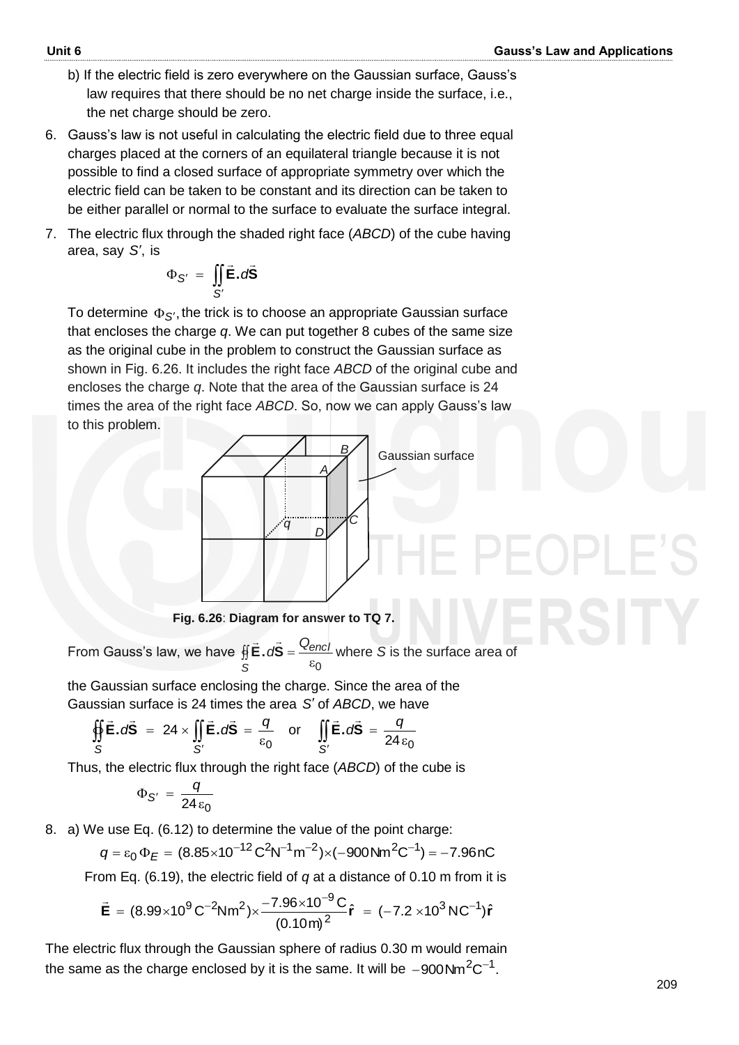b) If the electric field is zero everywhere on the Gaussian surface, Gauss's law requires that there should be no net charge inside the surface, i.e., the net charge should be zero.

6. Gauss's law is not useful in calculating the electric field due to three equal charges placed at the corners of an equilateral triangle because it is not possible to find a closed surface of appropriate symmetry over which the electric field can be taken to be constant and its direction can be taken to be either parallel or normal to the surface to evaluate the surface integral.

7. The electric flux through the shaded right face (*ABCD*) of the cube having area, say $S'$, is

$$\Phi_{S'} = \iint_{S'} \vec{\mathbf{E}} \cdot d\vec{\mathbf{S}}$$

To determine $\Phi_{S'}$, the trick is to choose an appropriate Gaussian surface that encloses the charge $q$. We can put together 8 cubes of the same size as the original cube in the problem to construct the Gaussian surface as shown in Fig. 6.26. It includes the right face *ABCD* of the original cube and encloses the charge $q$. Note that the area of the Gaussian surface is 24 times the area of the right face *ABCD*. So, now we can apply Gauss's law to this problem.

**Fig. 6.26**: **Diagram for answer to TQ 7.**

From Gauss's law, we have $\oiint_S \vec{\mathbf{E}} \cdot d\vec{\mathbf{S}} = \frac{Q_{encl}}{\varepsilon_0}$ where $S$ is the surface area of the Gaussian surface enclosing the charge. Since the area of the Gaussian surface is 24 times the area $S'$ of *ABCD*, we have

$$\oiint_S \vec{\mathbf{E}} \cdot d\vec{\mathbf{S}} = 24 \times \iint_{S'} \vec{\mathbf{E}} \cdot d\vec{\mathbf{S}} = \frac{q}{\varepsilon_0} \quad \text{or} \quad \iint_{S'} \vec{\mathbf{E}} \cdot d\vec{\mathbf{S}} = \frac{q}{24\,\varepsilon_0}$$

Thus, the electric flux through the right face (*ABCD*) of the cube is

$$\Phi_{S'} = \frac{q}{24\,\varepsilon_0}$$

8. a) We use Eq. (6.12) to determine the value of the point charge:

$$q = \varepsilon_0\,\Phi_E = (8.85 \times 10^{-12}\,\text{C}^2\text{N}^{-1}\text{m}^{-2}) \times (-900\,\text{Nm}^2\text{C}^{-1}) = -7.96\,\text{nC}$$

From Eq. (6.19), the electric field of $q$ at a distance of 0.10 m from it is

$$\vec{\mathbf{E}} = (8.99 \times 10^9\,\text{C}^{-2}\text{Nm}^2) \times \frac{-7.96 \times 10^{-9}\,\text{C}}{(0.10\,\text{m})^2}\hat{\mathbf{r}} = (-7.2 \times 10^3\,\text{NC}^{-1})\hat{\mathbf{r}}$$

The electric flux through the Gaussian sphere of radius 0.30 m would remain the same as the charge enclosed by it is the same. It will be $-900\,\text{Nm}^2\text{C}^{-1}$.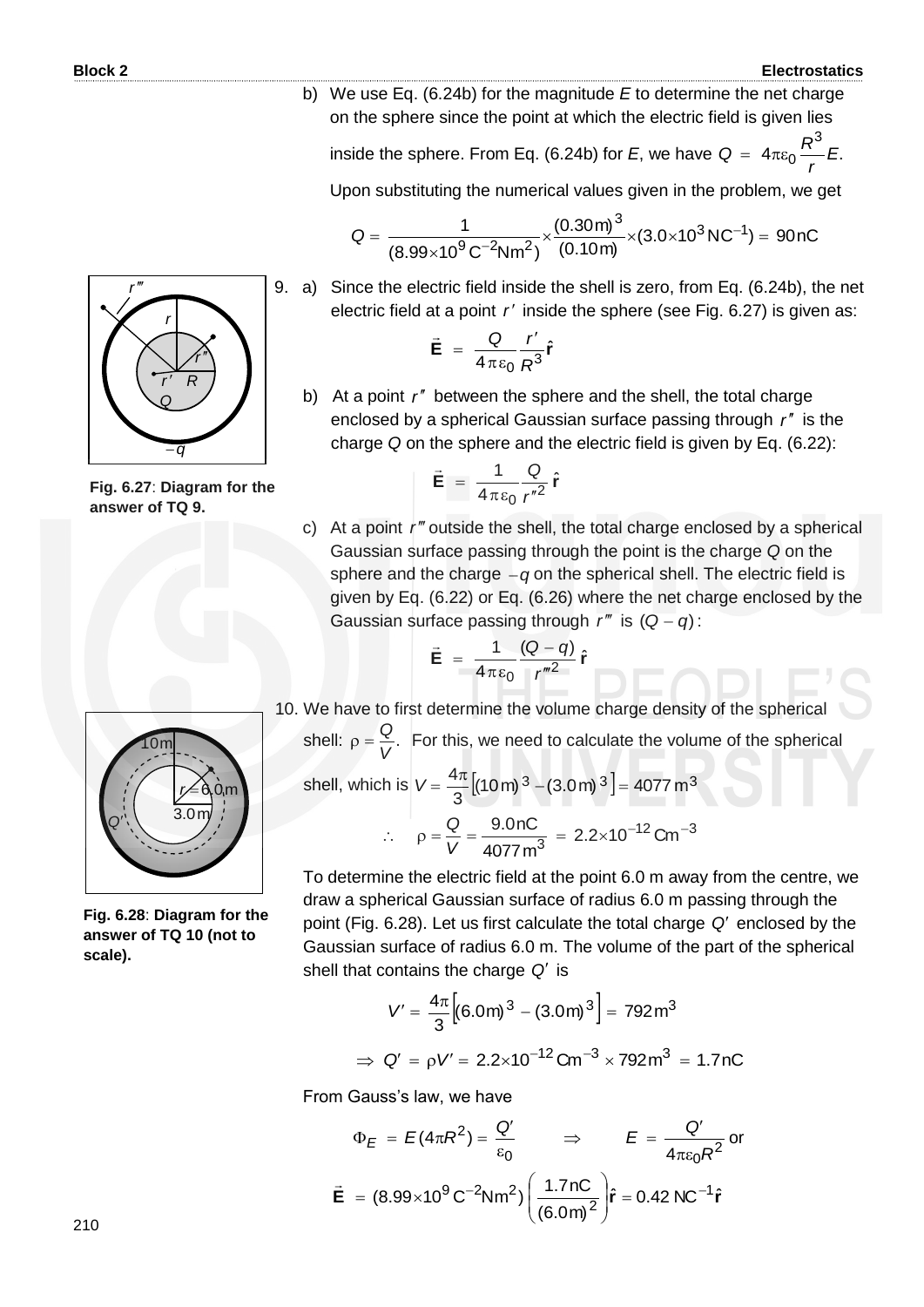b) We use Eq. (6.24b) for the magnitude $E$ to determine the net charge on the sphere since the point at which the electric field is given lies inside the sphere. From Eq. (6.24b) for $E$, we have $Q = 4\pi\varepsilon_0 \dfrac{R^3}{r}E.$

Upon substituting the numerical values given in the problem, we get

$$Q = \frac{1}{(8.99\times10^9\,\text{C}^{-2}\text{Nm}^2)} \times \frac{(0.30\,\text{m})^3}{(0.10\,\text{m})} \times (3.0\times10^3\,\text{NC}^{-1}) = 90\,\text{nC}$$

**Fig. 6.27**: **Diagram for the answer of TQ 9.**

9. a) Since the electric field inside the shell is zero, from Eq. (6.24b), the net electric field at a point $r'$ inside the sphere (see Fig. 6.27) is given as:

$$\vec{\mathbf{E}} = \frac{Q}{4\pi\varepsilon_0}\frac{r'}{R^3}\hat{\mathbf{r}}$$

b) At a point $r''$ between the sphere and the shell, the total charge enclosed by a spherical Gaussian surface passing through $r''$ is the charge $Q$ on the sphere and the electric field is given by Eq. (6.22):

$$\vec{\mathbf{E}} = \frac{1}{4\pi\varepsilon_0}\frac{Q}{r''^2}\hat{\mathbf{r}}$$

c) At a point $r'''$ outside the shell, the total charge enclosed by a spherical Gaussian surface passing through the point is the charge $Q$ on the sphere and the charge $-q$ on the spherical shell. The electric field is given by Eq. (6.22) or Eq. (6.26) where the net charge enclosed by the Gaussian surface passing through $r'''$ is $(Q-q)$:

$$\vec{\mathbf{E}} = \frac{1}{4\pi\varepsilon_0}\frac{(Q-q)}{r'''^2}\hat{\mathbf{r}}$$

10. We have to first determine the volume charge density of the spherical shell: $\rho = \dfrac{Q}{V}.$ For this, we need to calculate the volume of the spherical shell, which is $V = \dfrac{4\pi}{3}\left[(10\,\text{m})^3 - (3.0\,\text{m})^3\right] = 4077\,\text{m}^3$

$$\therefore \quad \rho = \frac{Q}{V} = \frac{9.0\,\text{nC}}{4077\,\text{m}^3} = 2.2\times10^{-12}\,\text{Cm}^{-3}$$

**Fig. 6.28**: **Diagram for the answer of TQ 10 (not to scale).**

To determine the electric field at the point 6.0 m away from the centre, we draw a spherical Gaussian surface of radius 6.0 m passing through the point (Fig. 6.28). Let us first calculate the total charge $Q'$ enclosed by the Gaussian surface of radius 6.0 m. The volume of the part of the spherical shell that contains the charge $Q'$ is

$$V' = \frac{4\pi}{3}\left[(6.0\text{m})^3 - (3.0\text{m})^3\right] = 792\,\text{m}^3$$

$$\Rightarrow Q' = \rho V' = 2.2\times10^{-12}\,\text{Cm}^{-3} \times 792\,\text{m}^3 = 1.7\,\text{nC}$$

From Gauss's law, we have

$$\Phi_E = E(4\pi R^2) = \frac{Q'}{\varepsilon_0} \qquad \Rightarrow \qquad E = \frac{Q'}{4\pi\varepsilon_0 R^2} \text{ or}$$

$$\vec{\mathbf{E}} = (8.99\times10^9\,\text{C}^{-2}\text{Nm}^2)\left(\frac{1.7\,\text{nC}}{(6.0\,\text{m})^2}\right)\hat{\mathbf{r}} = 0.42\,\text{NC}^{-1}\hat{\mathbf{r}}$$